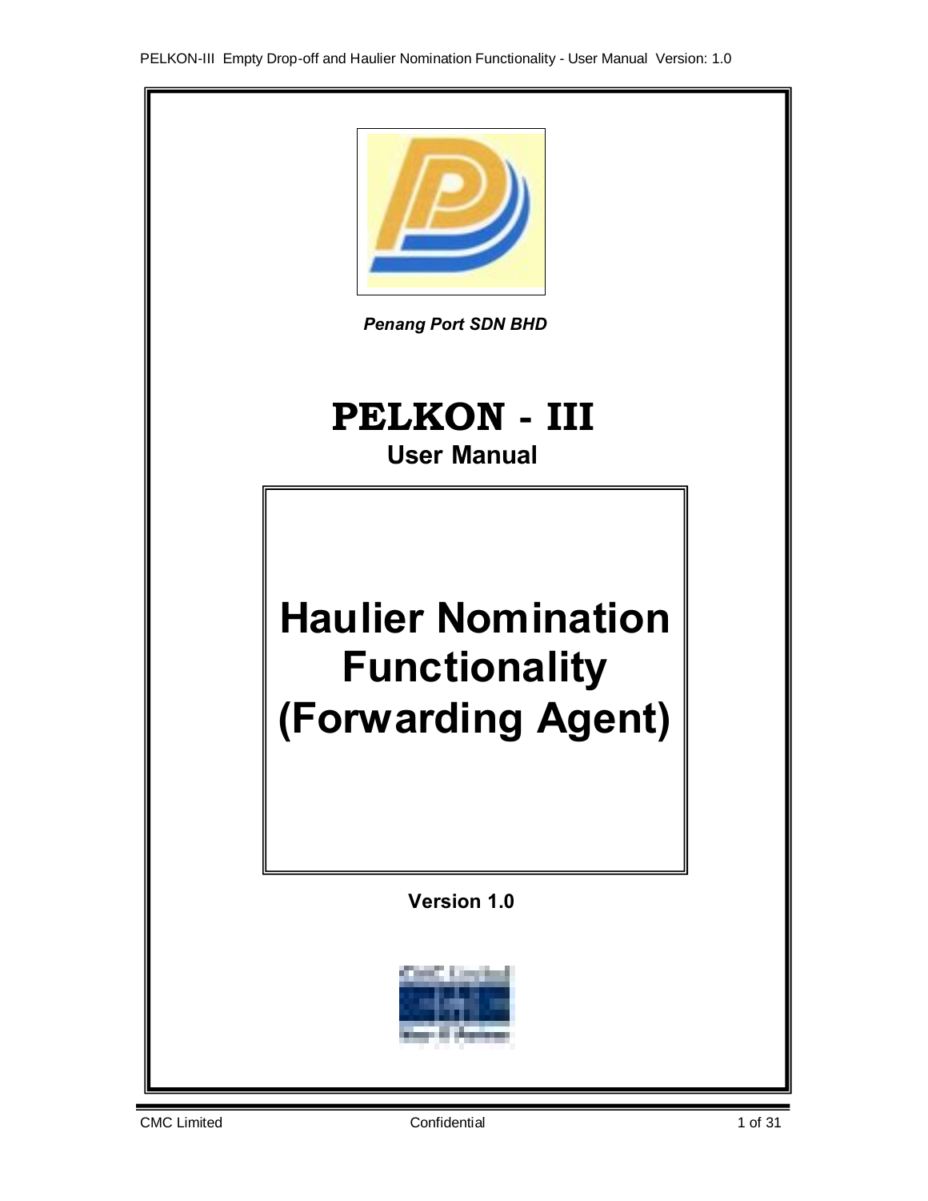*Penang Port SDN BHD*

# PELKON - III

## User Manual

# Haulier Nomination Functionality (Forwarding Agent)

**Version 1.0**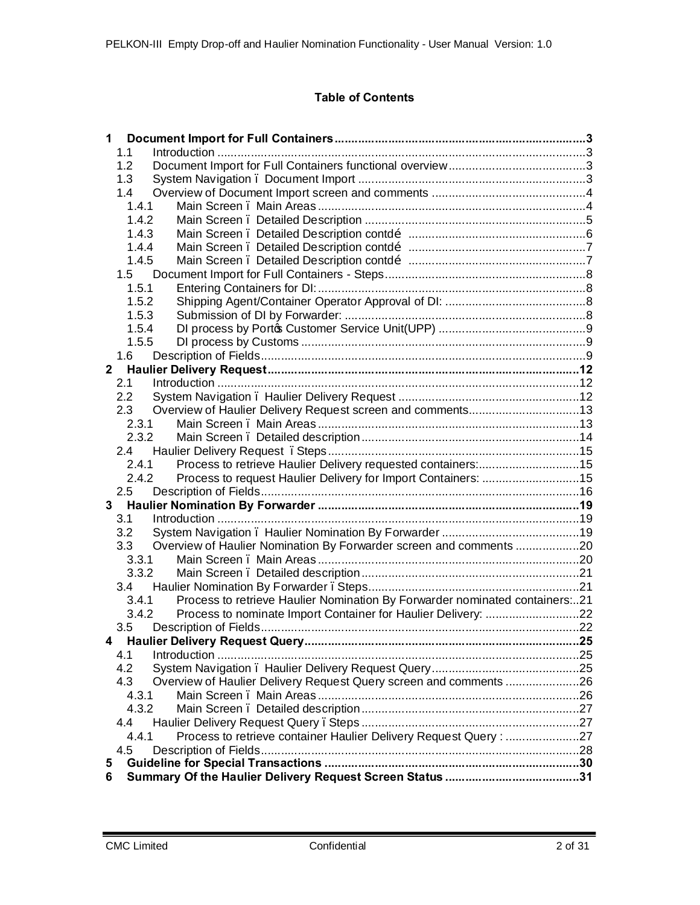**Table of Contents**

1 Document Import for Full Containers ........................................................................... 3
  1.1 Introduction ........................................................................................................ 3
  1.2 Document Import for Full Containers functional overview ....................................... 3
  1.3 System Navigation ï Document Import ................................................................. 3
  1.4 Overview of Document Import screen and comments ............................................. 4
    1.4.1 Main Screen ï Main Areas ............................................................................. 4
    1.4.2 Main Screen ï Detailed Description ................................................................ 5
    1.4.3 Main Screen ï Detailed Description contdé ..................................................... 6
    1.4.4 Main Screen ï Detailed Description contdé ..................................................... 7
    1.4.5 Main Screen ï Detailed Description contdé ..................................................... 7
  1.5 Document Import for Full Containers - Steps ........................................................... 8
    1.5.1 Entering Containers for DI: ............................................................................. 8
    1.5.2 Shipping Agent/Container Operator Approval of DI: .......................................... 8
    1.5.3 Submission of DI by Forwarder: ...................................................................... 8
    1.5.4 DI process by Portœ Customer Service Unit(UPP) ............................................ 9
    1.5.5 DI process by Customs ................................................................................... 9
  1.6 Description of Fields ............................................................................................. 9
2 Haulier Delivery Request .............................................................................................. 12
  2.1 Introduction ......................................................................................................... 12
  2.2 System Navigation ï Haulier Delivery Request ...................................................... 12
  2.3 Overview of Haulier Delivery Request screen and comments ................................. 13
    2.3.1 Main Screen ï Main Areas ............................................................................. 13
    2.3.2 Main Screen ï Detailed description ................................................................ 14
  2.4 Haulier Delivery Request ï Steps .......................................................................... 15
    2.4.1 Process to retrieve Haulier Delivery requested containers: .............................. 15
    2.4.2 Process to request Haulier Delivery for Import Containers: .............................. 15
  2.5 Description of Fields ............................................................................................. 16
3 Haulier Nomination By Forwarder ................................................................................ 19
  3.1 Introduction ......................................................................................................... 19
  3.2 System Navigation ï Haulier Nomination By Forwarder .......................................... 19
  3.3 Overview of Haulier Nomination By Forwarder screen and comments ..................... 20
    3.3.1 Main Screen ï Main Areas ............................................................................. 20
    3.3.2 Main Screen ï Detailed description ................................................................ 21
  3.4 Haulier Nomination By Forwarder ï Steps ............................................................. 21
    3.4.1 Process to retrieve Haulier Nomination By Forwarder nominated containers: .. 21
    3.4.2 Process to nominate Import Container for Haulier Delivery: ............................ 22
  3.5 Description of Fields ............................................................................................. 22
4 Haulier Delivery Request Query .................................................................................. 25
  4.1 Introduction ......................................................................................................... 25
  4.2 System Navigation ï Haulier Delivery Request Query ............................................ 25
  4.3 Overview of Haulier Delivery Request Query screen and comments ...................... 26
    4.3.1 Main Screen ï Main Areas ............................................................................. 26
    4.3.2 Main Screen ï Detailed description ................................................................ 27
  4.4 Haulier Delivery Request Query ï Steps ............................................................... 27
    4.4.1 Process to retrieve container Haulier Delivery Request Query : ....................... 27
  4.5 Description of Fields ............................................................................................. 28
5 Guideline for Special Transactions ............................................................................... 30
6 Summary Of the Haulier Delivery Request Screen Status ............................................ 31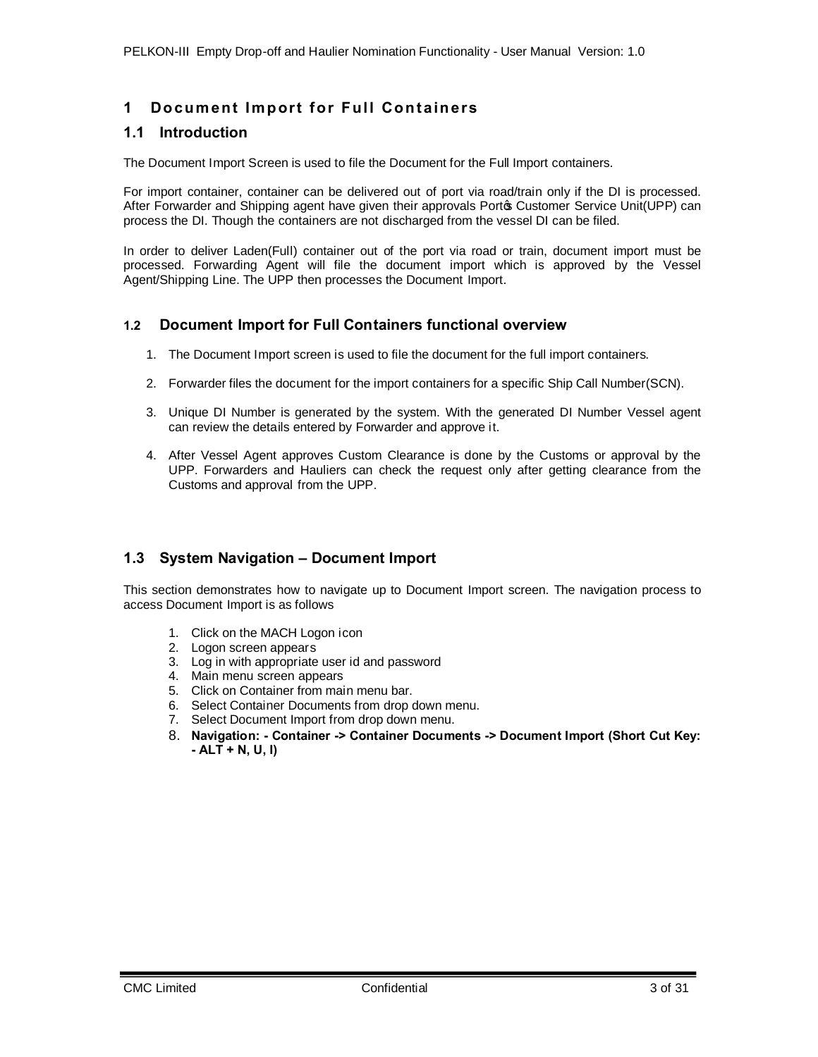# 1 Document Import for Full Containers

## 1.1 Introduction

The Document Import Screen is used to file the Document for the Full Import containers.

For import container, container can be delivered out of port via road/train only if the DI is processed. After Forwarder and Shipping agent have given their approvals Port's Customer Service Unit(UPP) can process the DI. Though the containers are not discharged from the vessel DI can be filed.

In order to deliver Laden(Full) container out of the port via road or train, document import must be processed. Forwarding Agent will file the document import which is approved by the Vessel Agent/Shipping Line. The UPP then processes the Document Import.

## 1.2 Document Import for Full Containers functional overview

1. The Document Import screen is used to file the document for the full import containers.
2. Forwarder files the document for the import containers for a specific Ship Call Number(SCN).
3. Unique DI Number is generated by the system. With the generated DI Number Vessel agent can review the details entered by Forwarder and approve it.
4. After Vessel Agent approves Custom Clearance is done by the Customs or approval by the UPP. Forwarders and Hauliers can check the request only after getting clearance from the Customs and approval from the UPP.

## 1.3 System Navigation – Document Import

This section demonstrates how to navigate up to Document Import screen. The navigation process to access Document Import is as follows

1. Click on the MACH Logon icon
2. Logon screen appears
3. Log in with appropriate user id and password
4. Main menu screen appears
5. Click on Container from main menu bar.
6. Select Container Documents from drop down menu.
7. Select Document Import from drop down menu.
8. **Navigation: - Container -> Container Documents -> Document Import (Short Cut Key: - ALT + N, U, I)**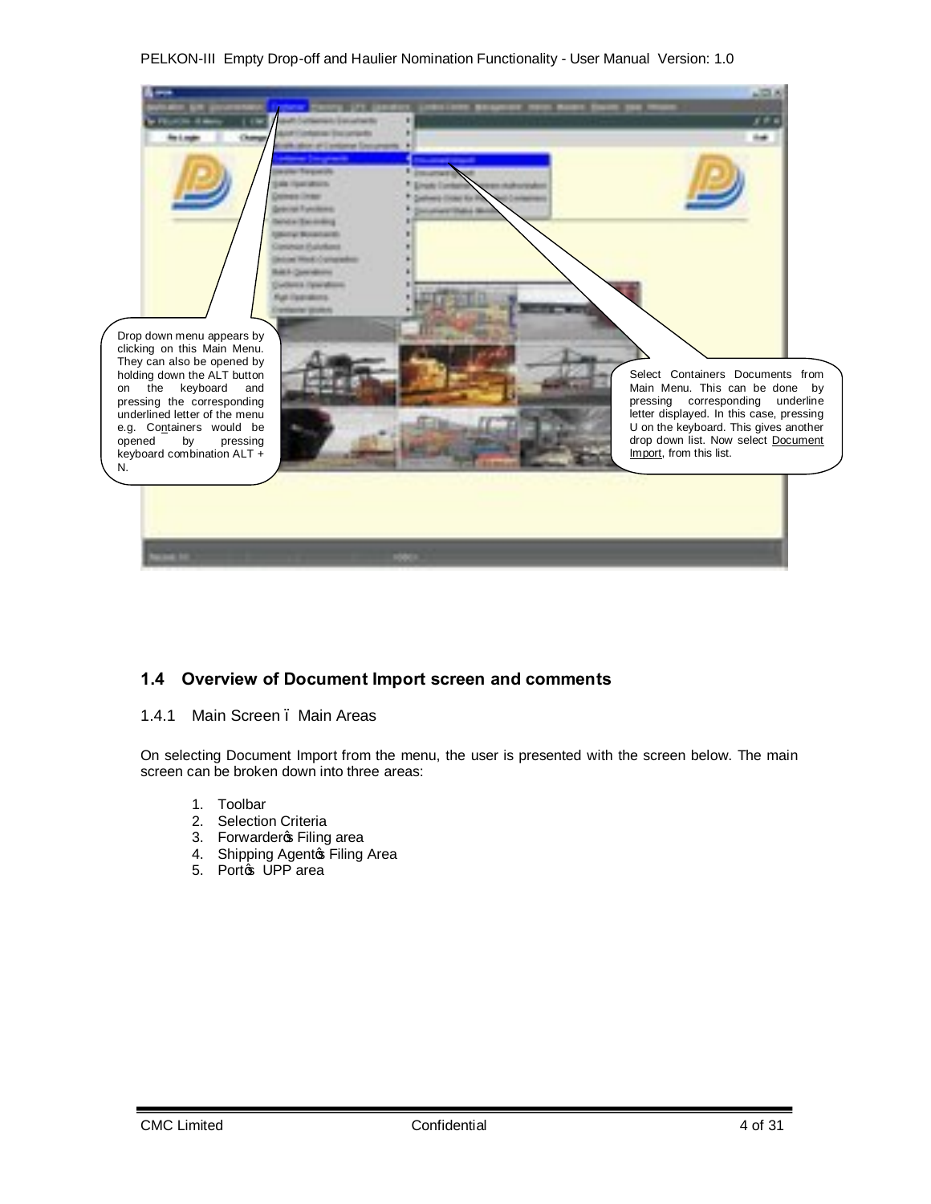Drop down menu appears by clicking on this Main Menu. They can also be opened by holding down the ALT button on the keyboard and pressing the corresponding underlined letter of the menu e.g. Containers would be opened by pressing keyboard combination ALT + N.

Select Containers Documents from Main Menu. This can be done by pressing corresponding underline letter displayed. In this case, pressing U on the keyboard. This gives another drop down list. Now select Document Import, from this list.

## 1.4 Overview of Document Import screen and comments

### 1.4.1 Main Screen – Main Areas

On selecting Document Import from the menu, the user is presented with the screen below. The main screen can be broken down into three areas:

1. Toolbar
2. Selection Criteria
3. Forwarder's Filing area
4. Shipping Agent's Filing Area
5. Port's UPP area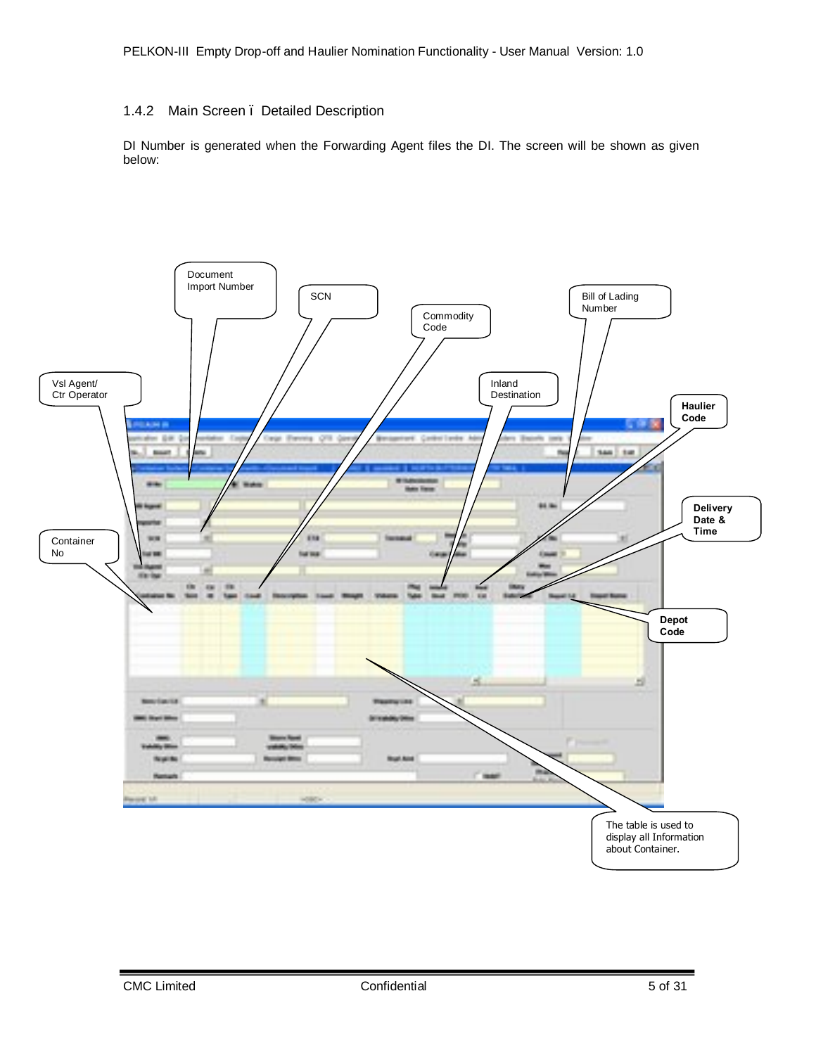### 1.4.2 Main Screen – Detailed Description

DI Number is generated when the Forwarding Agent files the DI. The screen will be shown as given below:

Document Import Number

SCN

Commodity Code

Bill of Lading Number

Vsl Agent/ Ctr Operator

Inland Destination

**Haulier Code**

**Delivery Date & Time**

Container No

**Depot Code**

The table is used to display all Information about Container.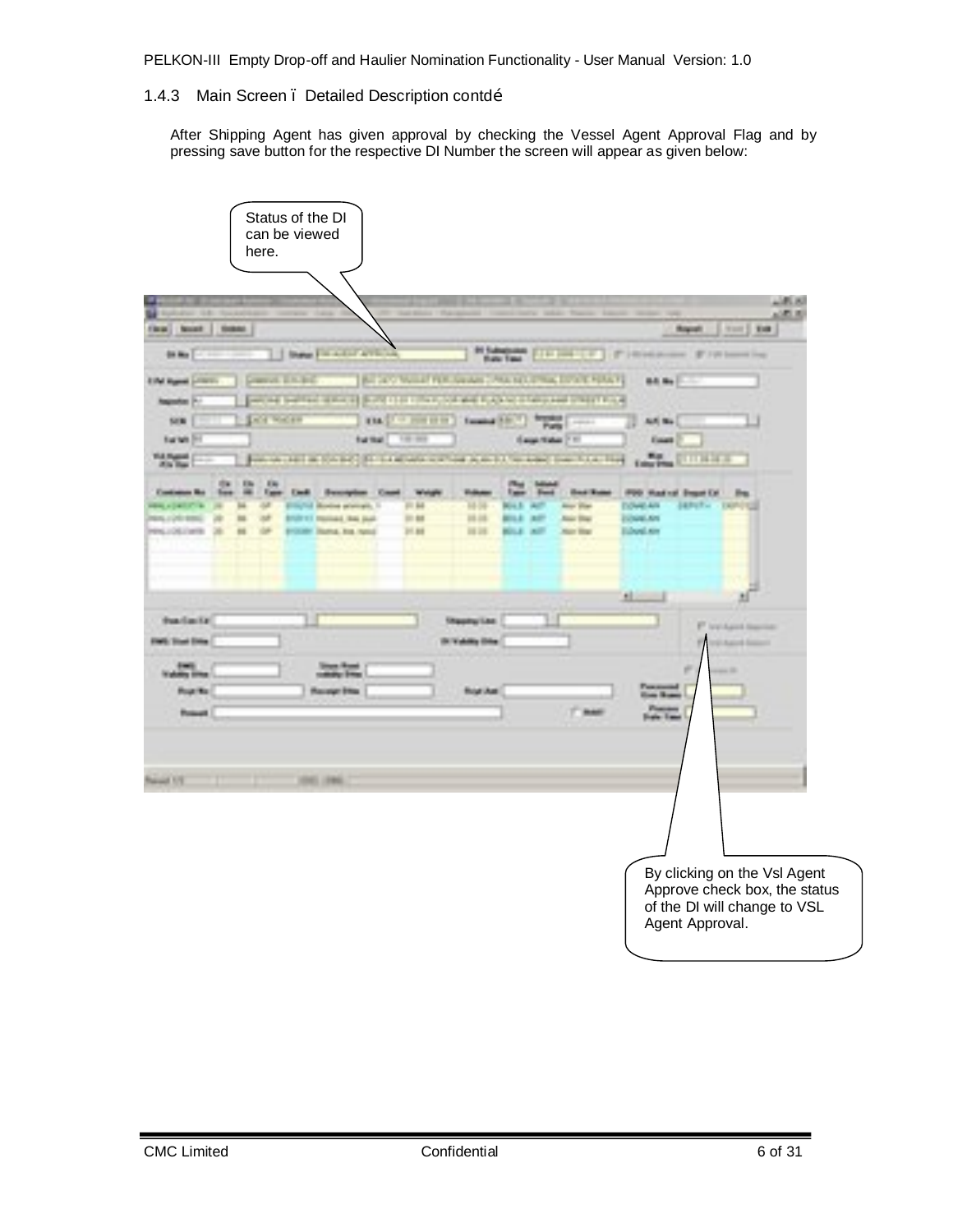### 1.4.3 Main Screen – Detailed Description contd…

After Shipping Agent has given approval by checking the Vessel Agent Approval Flag and by pressing save button for the respective DI Number the screen will appear as given below:

Status of the DI can be viewed here.

By clicking on the Vsl Agent Approve check box, the status of the DI will change to VSL Agent Approval.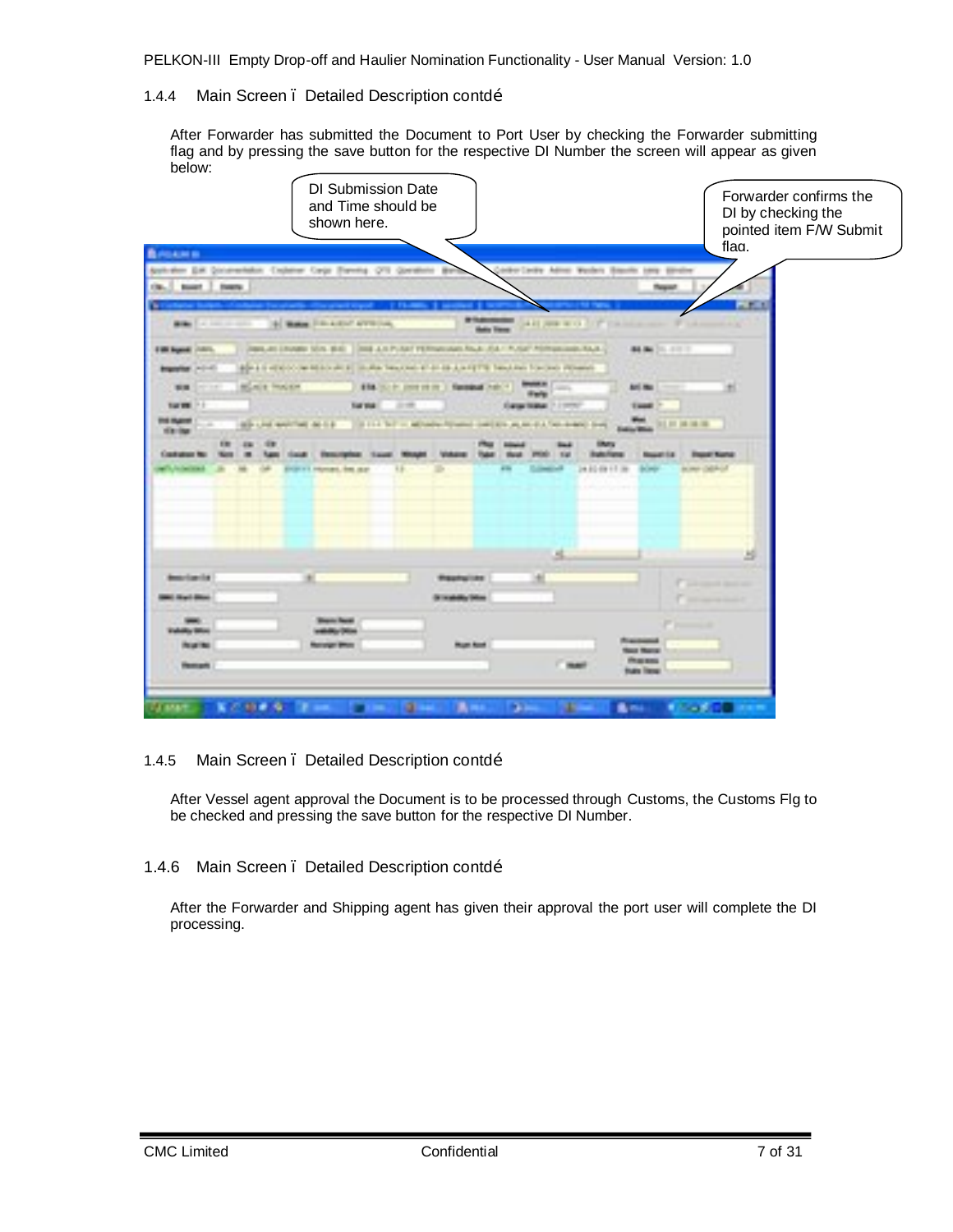### 1.4.4 Main Screen – Detailed Description contd…

After Forwarder has submitted the Document to Port User by checking the Forwarder submitting flag and by pressing the save button for the respective DI Number the screen will appear as given below:

DI Submission Date and Time should be shown here.

Forwarder confirms the DI by checking the pointed item F/W Submit flag.

### 1.4.5 Main Screen – Detailed Description contd…

After Vessel agent approval the Document is to be processed through Customs, the Customs Flg to be checked and pressing the save button for the respective DI Number.

### 1.4.6 Main Screen – Detailed Description contd…

After the Forwarder and Shipping agent has given their approval the port user will complete the DI processing.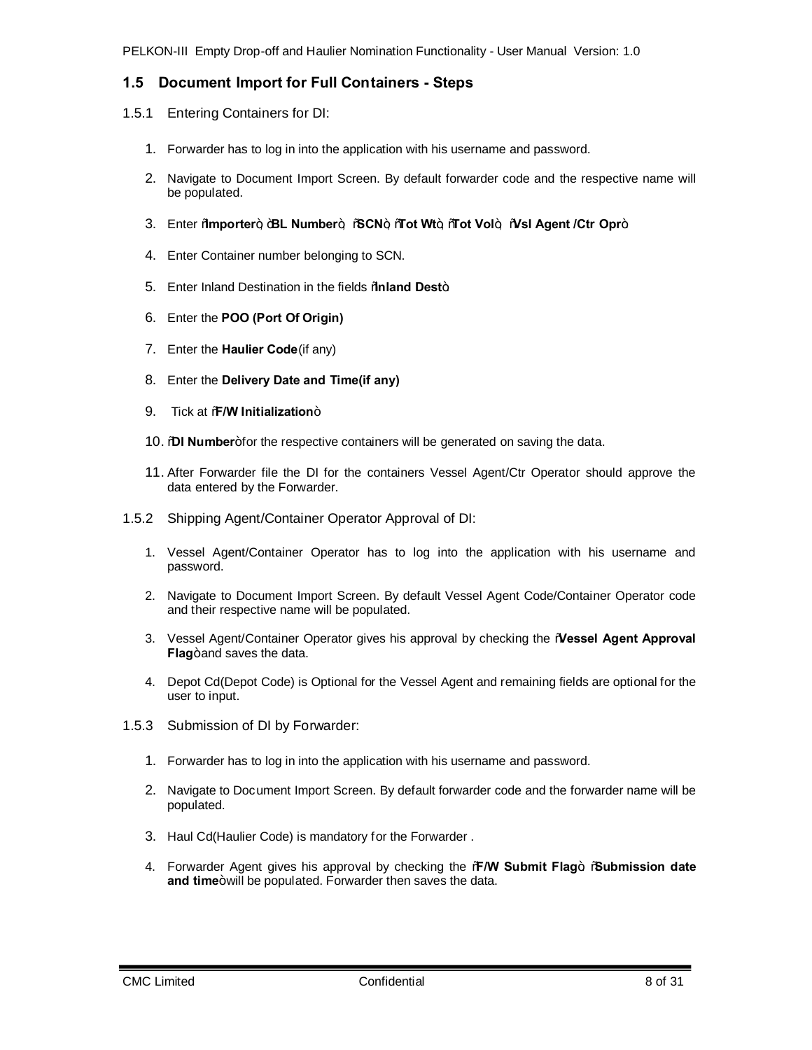## 1.5 Document Import for Full Containers - Steps

### 1.5.1 Entering Containers for DI:

1. Forwarder has to log in into the application with his username and password.
2. Navigate to Document Import Screen. By default forwarder code and the respective name will be populated.
3. Enter ñ**Importer**ò, ò**BL Number**ò, ñ**SCN**ò, ñ**Tot Wt**ò, ñ**Tot Vol**ò, ñ**Vsl Agent /Ctr Opr**ò
4. Enter Container number belonging to SCN.
5. Enter Inland Destination in the fields ñ**Inland Dest**ò.
6. Enter the **POO (Port Of Origin)**
7. Enter the **Haulier Code**(if any)
8. Enter the **Delivery Date and Time(if any)**
9. Tick at ñ**F/W Initialization**ò
10. ñ**DI Number**òfor the respective containers will be generated on saving the data.
11. After Forwarder file the DI for the containers Vessel Agent/Ctr Operator should approve the data entered by the Forwarder.

### 1.5.2 Shipping Agent/Container Operator Approval of DI:

1. Vessel Agent/Container Operator has to log into the application with his username and password.
2. Navigate to Document Import Screen. By default Vessel Agent Code/Container Operator code and their respective name will be populated.
3. Vessel Agent/Container Operator gives his approval by checking the ñ**Vessel Agent Approval Flag**òand saves the data.
4. Depot Cd(Depot Code) is Optional for the Vessel Agent and remaining fields are optional for the user to input.

### 1.5.3 Submission of DI by Forwarder:

1. Forwarder has to log in into the application with his username and password.
2. Navigate to Document Import Screen. By default forwarder code and the forwarder name will be populated.
3. Haul Cd(Haulier Code) is mandatory for the Forwarder .
4. Forwarder Agent gives his approval by checking the ñ**F/W Submit Flag**ò. ñ**Submission date and time**òwill be populated. Forwarder then saves the data.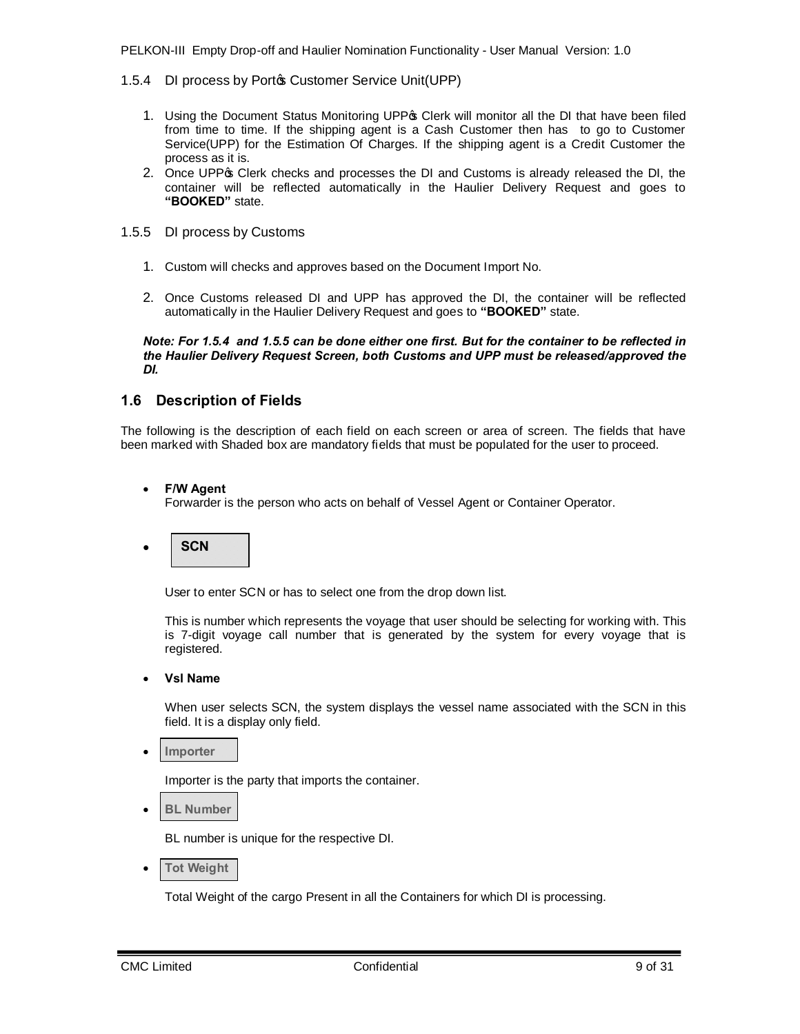### 1.5.4 DI process by Port's Customer Service Unit(UPP)

1. Using the Document Status Monitoring UPP's Clerk will monitor all the DI that have been filed from time to time. If the shipping agent is a Cash Customer then has to go to Customer Service(UPP) for the Estimation Of Charges. If the shipping agent is a Credit Customer the process as it is.
2. Once UPP's Clerk checks and processes the DI and Customs is already released the DI, the container will be reflected automatically in the Haulier Delivery Request and goes to **"BOOKED"** state.

### 1.5.5 DI process by Customs

1. Custom will checks and approves based on the Document Import No.
2. Once Customs released DI and UPP has approved the DI, the container will be reflected automatically in the Haulier Delivery Request and goes to **"BOOKED"** state.

***Note: For 1.5.4 and 1.5.5 can be done either one first. But for the container to be reflected in the Haulier Delivery Request Screen, both Customs and UPP must be released/approved the DI.***

## 1.6 Description of Fields

The following is the description of each field on each screen or area of screen. The fields that have been marked with Shaded box are mandatory fields that must be populated for the user to proceed.

- **F/W Agent**
  Forwarder is the person who acts on behalf of Vessel Agent or Container Operator.

- **SCN**

  User to enter SCN or has to select one from the drop down list.

  This is number which represents the voyage that user should be selecting for working with. This is 7-digit voyage call number that is generated by the system for every voyage that is registered.

- **Vsl Name**

  When user selects SCN, the system displays the vessel name associated with the SCN in this field. It is a display only field.

- **Importer**

  Importer is the party that imports the container.

- **BL Number**

  BL number is unique for the respective DI.

- **Tot Weight**

  Total Weight of the cargo Present in all the Containers for which DI is processing.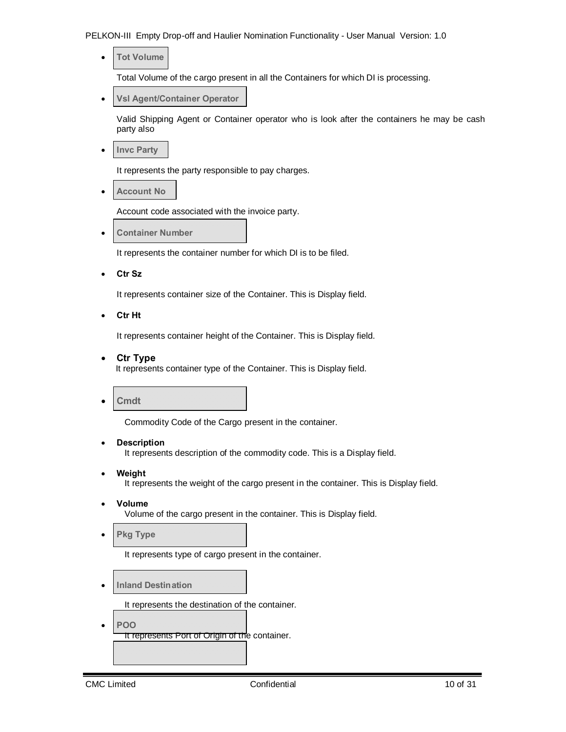- **Tot Volume**

  Total Volume of the cargo present in all the Containers for which DI is processing.

- **Vsl Agent/Container Operator**

  Valid Shipping Agent or Container operator who is look after the containers he may be cash party also

- **Invc Party**

  It represents the party responsible to pay charges.

- **Account No**

  Account code associated with the invoice party.

- **Container Number**

  It represents the container number for which DI is to be filed.

- **Ctr Sz**

  It represents container size of the Container. This is Display field.

- **Ctr Ht**

  It represents container height of the Container. This is Display field.

- **Ctr Type**

  It represents container type of the Container. This is Display field.

- **Cmdt**

  Commodity Code of the Cargo present in the container.

- **Description**

  It represents description of the commodity code. This is a Display field.

- **Weight**

  It represents the weight of the cargo present in the container. This is Display field.

- **Volume**

  Volume of the cargo present in the container. This is Display field.

- **Pkg Type**

  It represents type of cargo present in the container.

- **Inland Destination**

  It represents the destination of the container.

- **POO**

  It represents Port of Origin of the container.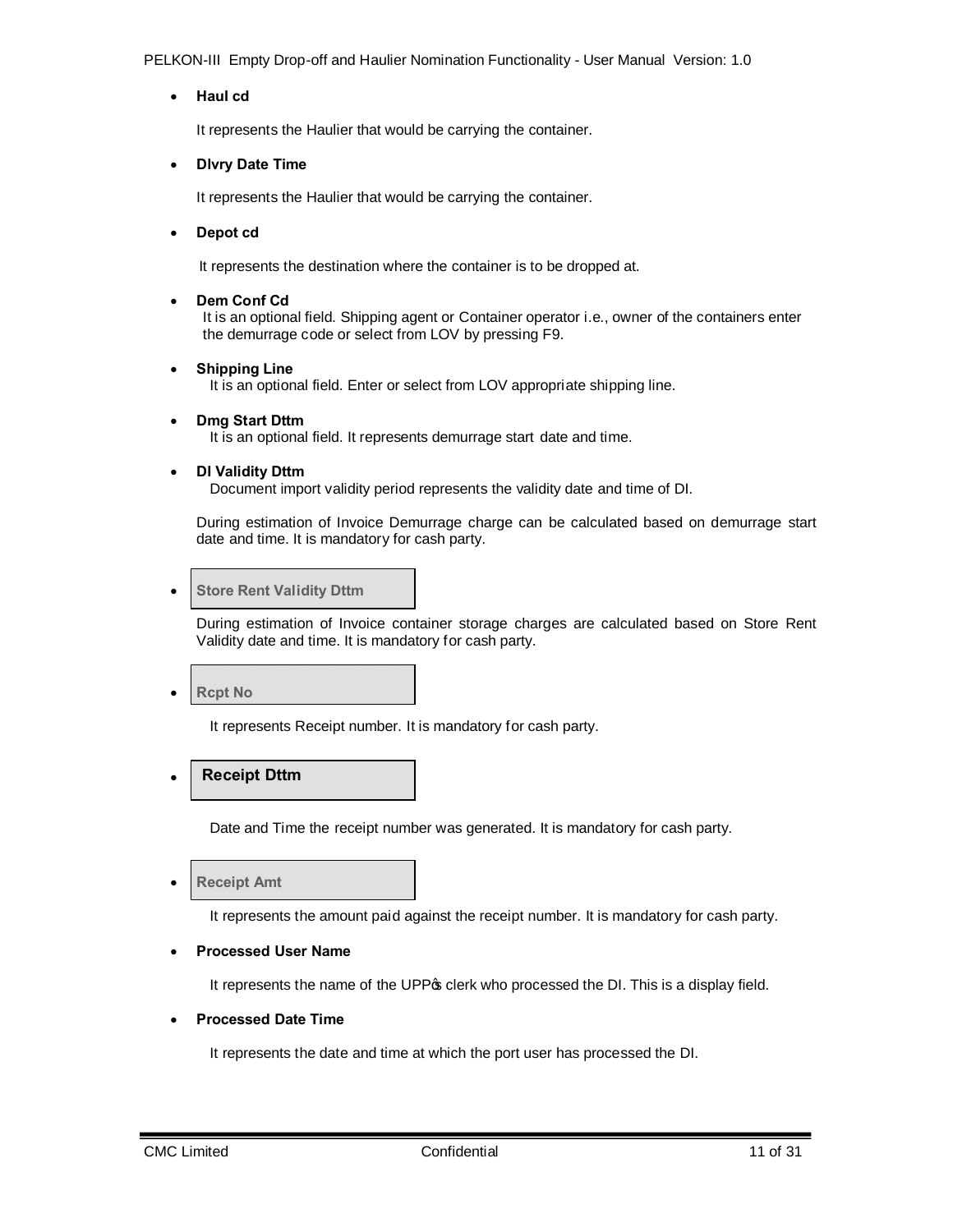- **Haul cd**

  It represents the Haulier that would be carrying the container.

- **Dlvry Date Time**

  It represents the Haulier that would be carrying the container.

- **Depot cd**

  It represents the destination where the container is to be dropped at.

- **Dem Conf Cd**
  It is an optional field. Shipping agent or Container operator i.e., owner of the containers enter the demurrage code or select from LOV by pressing F9.

- **Shipping Line**
  It is an optional field. Enter or select from LOV appropriate shipping line.

- **Dmg Start Dttm**
  It is an optional field. It represents demurrage start date and time.

- **DI Validity Dttm**
  Document import validity period represents the validity date and time of DI.

  During estimation of Invoice Demurrage charge can be calculated based on demurrage start date and time. It is mandatory for cash party.

- **Store Rent Validity Dttm**

  During estimation of Invoice container storage charges are calculated based on Store Rent Validity date and time. It is mandatory for cash party.

- **Rcpt No**

  It represents Receipt number. It is mandatory for cash party.

- **Receipt Dttm**

  Date and Time the receipt number was generated. It is mandatory for cash party.

- **Receipt Amt**

  It represents the amount paid against the receipt number. It is mandatory for cash party.

- **Processed User Name**

  It represents the name of the UPP's clerk who processed the DI. This is a display field.

- **Processed Date Time**

  It represents the date and time at which the port user has processed the DI.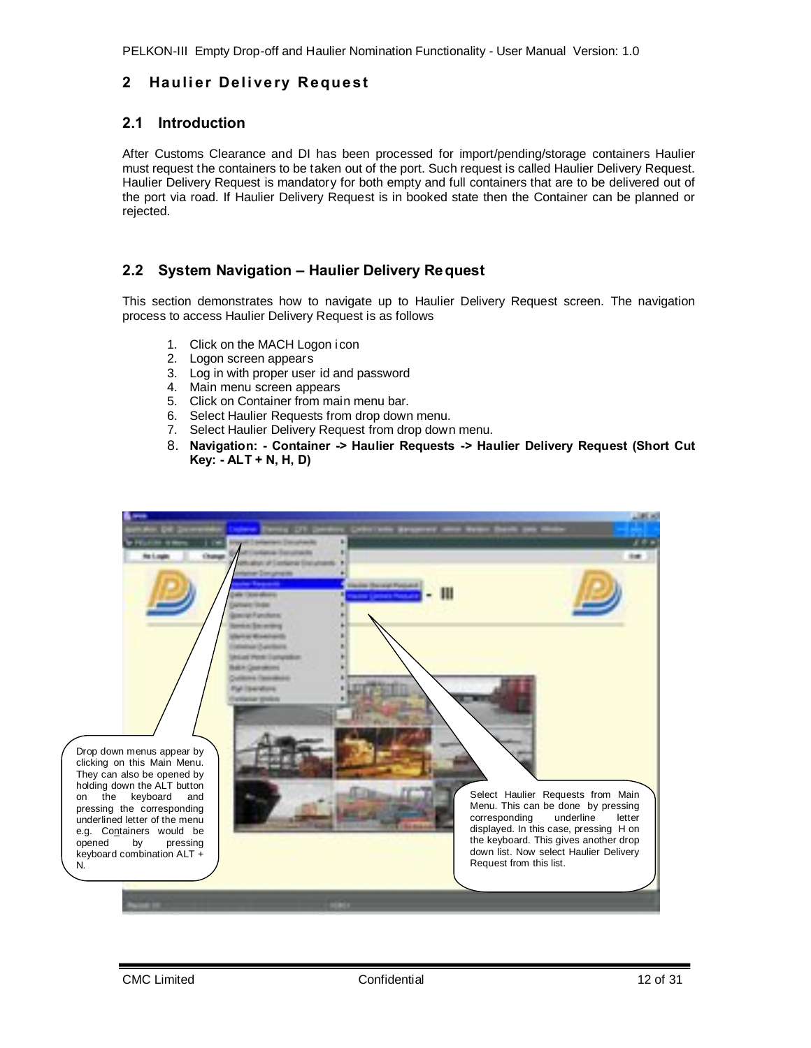## 2 Haulier Delivery Request

### 2.1 Introduction

After Customs Clearance and DI has been processed for import/pending/storage containers Haulier must request the containers to be taken out of the port. Such request is called Haulier Delivery Request. Haulier Delivery Request is mandatory for both empty and full containers that are to be delivered out of the port via road. If Haulier Delivery Request is in booked state then the Container can be planned or rejected.

### 2.2 System Navigation – Haulier Delivery Request

This section demonstrates how to navigate up to Haulier Delivery Request screen. The navigation process to access Haulier Delivery Request is as follows

1. Click on the MACH Logon icon
2. Logon screen appears
3. Log in with proper user id and password
4. Main menu screen appears
5. Click on Container from main menu bar.
6. Select Haulier Requests from drop down menu.
7. Select Haulier Delivery Request from drop down menu.
8. **Navigation: - Container -> Haulier Requests -> Haulier Delivery Request (Short Cut Key: - ALT + N, H, D)**

Drop down menus appear by clicking on this Main Menu. They can also be opened by holding down the ALT button on the keyboard and pressing the corresponding underlined letter of the menu e.g. Containers would be opened by pressing keyboard combination ALT + N.

Select Haulier Requests from Main Menu. This can be done by pressing corresponding underline letter displayed. In this case, pressing H on the keyboard. This gives another drop down list. Now select Haulier Delivery Request from this list.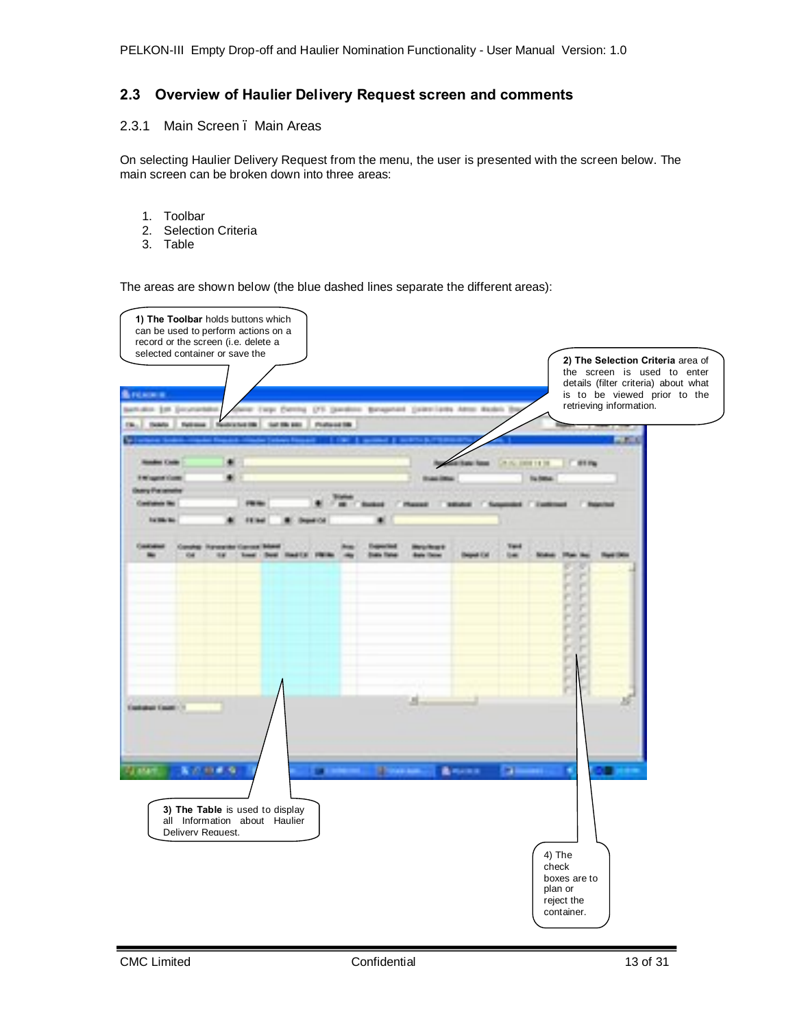## 2.3 Overview of Haulier Delivery Request screen and comments

### 2.3.1 Main Screen ï Main Areas

On selecting Haulier Delivery Request from the menu, the user is presented with the screen below. The main screen can be broken down into three areas:

1. Toolbar
2. Selection Criteria
3. Table

The areas are shown below (the blue dashed lines separate the different areas):

**1) The Toolbar** holds buttons which can be used to perform actions on a record or the screen (i.e. delete a selected container or save the

**2) The Selection Criteria** area of the screen is used to enter details (filter criteria) about what is to be viewed prior to the retrieving information.

**3) The Table** is used to display all Information about Haulier Delivery Request.

4) The check boxes are to plan or reject the container.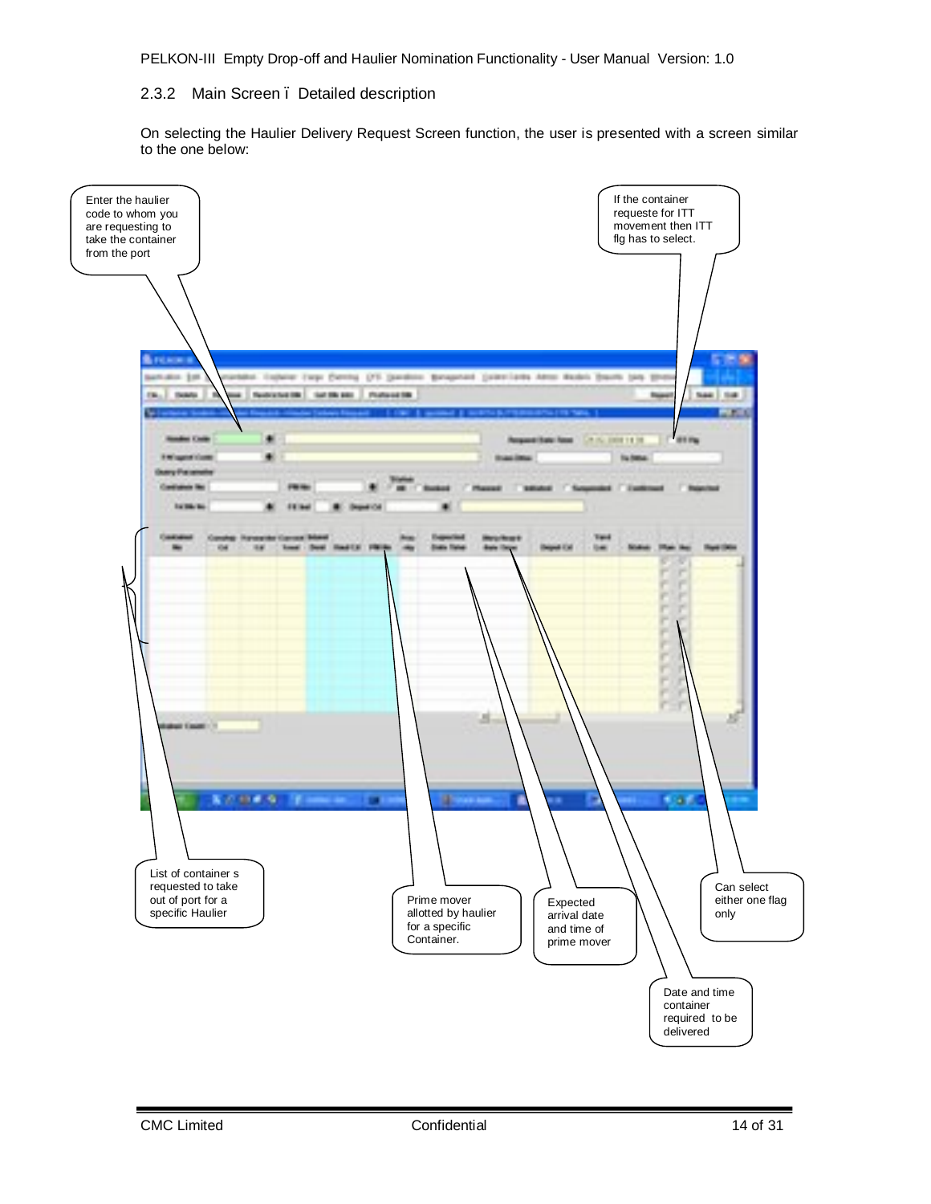### 2.3.2 Main Screen ï Detailed description

On selecting the Haulier Delivery Request Screen function, the user is presented with a screen similar to the one below:

Enter the haulier code to whom you are requesting to take the container from the port

If the container requeste for ITT movement then ITT flg has to select.

List of container s requested to take out of port for a specific Haulier

Prime mover allotted by haulier for a specific Container.

Expected arrival date and time of prime mover

Can select either one flag only

Date and time container required to be delivered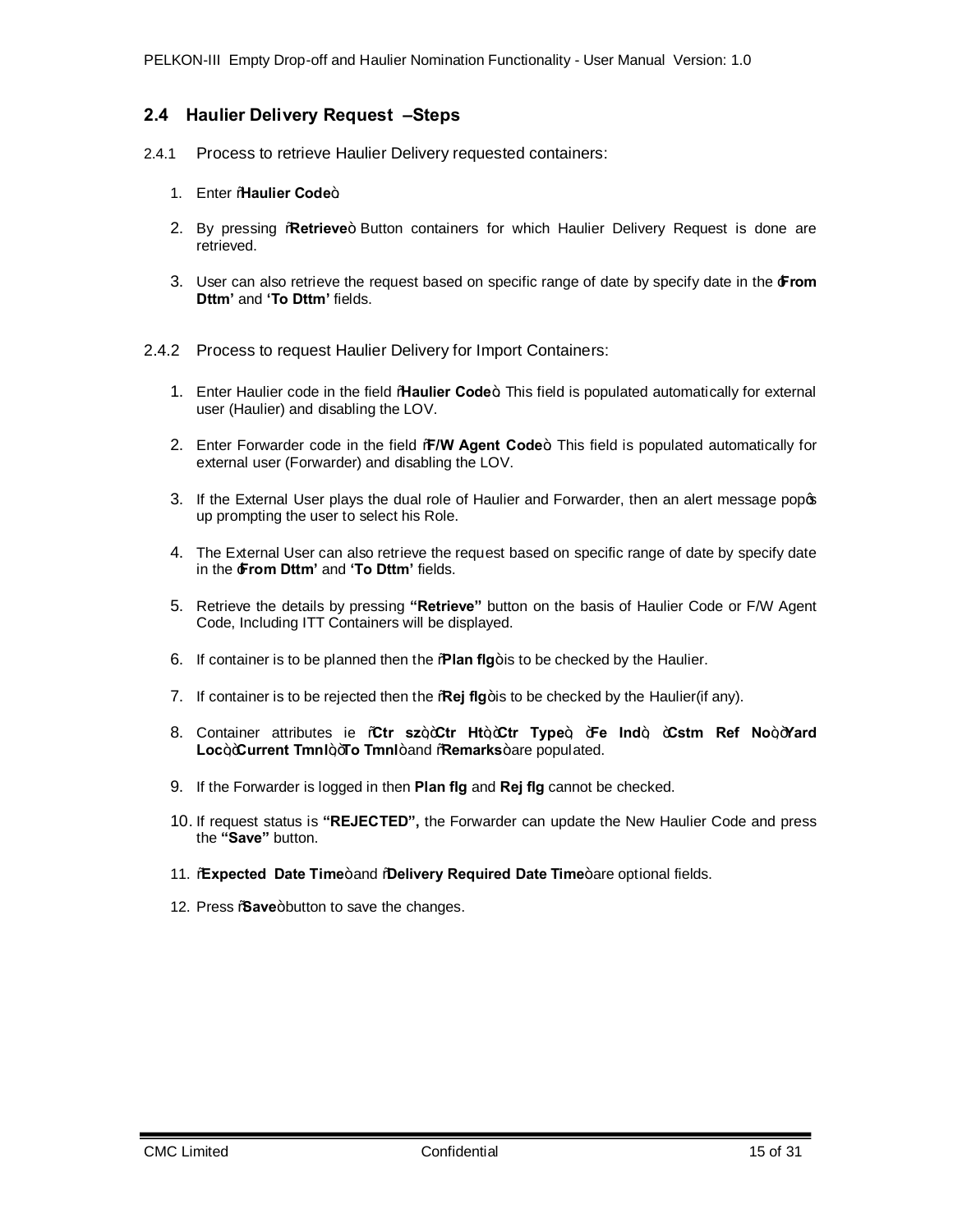## 2.4 Haulier Delivery Request –Steps

2.4.1 Process to retrieve Haulier Delivery requested containers:

1. Enter "**Haulier Code**".
2. By pressing "**Retrieve**" Button containers for which Haulier Delivery Request is done are retrieved.
3. User can also retrieve the request based on specific range of date by specify date in the '**From Dttm'** and **'To Dttm'** fields.

2.4.2 Process to request Haulier Delivery for Import Containers:

1. Enter Haulier code in the field "**Haulier Code**". This field is populated automatically for external user (Haulier) and disabling the LOV.
2. Enter Forwarder code in the field "**F/W Agent Code**". This field is populated automatically for external user (Forwarder) and disabling the LOV.
3. If the External User plays the dual role of Haulier and Forwarder, then an alert message pop's up prompting the user to select his Role.
4. The External User can also retrieve the request based on specific range of date by specify date in the '**From Dttm'** and **'To Dttm'** fields.
5. Retrieve the details by pressing **"Retrieve"** button on the basis of Haulier Code or F/W Agent Code, Including ITT Containers will be displayed.
6. If container is to be planned then the "**Plan flg**" is to be checked by the Haulier.
7. If container is to be rejected then the "**Rej flg**" is to be checked by the Haulier(if any).
8. Container attributes ie "**Ctr sz**", "**Ctr Ht**", "**Ctr Type**", "**Fe Ind**", "**Cstm Ref No**", "**Yard Loc**", "**Current Tmnl**", "**To Tmnl**" and "**Remarks**" are populated.
9. If the Forwarder is logged in then **Plan flg** and **Rej flg** cannot be checked.
10. If request status is **"REJECTED",** the Forwarder can update the New Haulier Code and press the **"Save"** button.
11. "**Expected Date Time**" and "**Delivery Required Date Time**" are optional fields.
12. Press "**Save**" button to save the changes.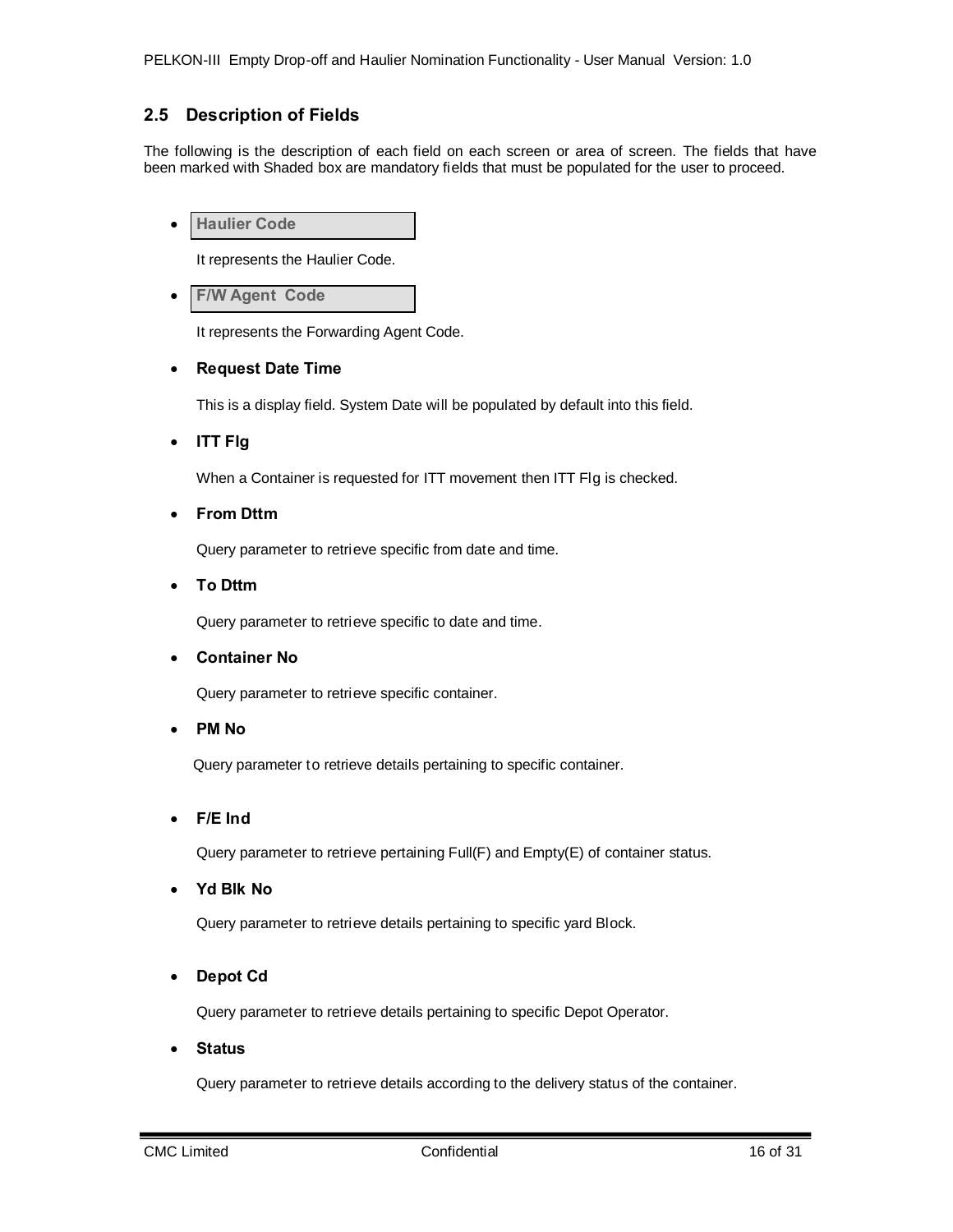## 2.5 Description of Fields

The following is the description of each field on each screen or area of screen. The fields that have been marked with Shaded box are mandatory fields that must be populated for the user to proceed.

- **Haulier Code**

  It represents the Haulier Code.

- **F/W Agent Code**

  It represents the Forwarding Agent Code.

- **Request Date Time**

  This is a display field. System Date will be populated by default into this field.

- **ITT Flg**

  When a Container is requested for ITT movement then ITT Flg is checked.

- **From Dttm**

  Query parameter to retrieve specific from date and time.

- **To Dttm**

  Query parameter to retrieve specific to date and time.

- **Container No**

  Query parameter to retrieve specific container.

- **PM No**

  Query parameter to retrieve details pertaining to specific container.

- **F/E Ind**

  Query parameter to retrieve pertaining Full(F) and Empty(E) of container status.

- **Yd Blk No**

  Query parameter to retrieve details pertaining to specific yard Block.

- **Depot Cd**

  Query parameter to retrieve details pertaining to specific Depot Operator.

- **Status**

  Query parameter to retrieve details according to the delivery status of the container.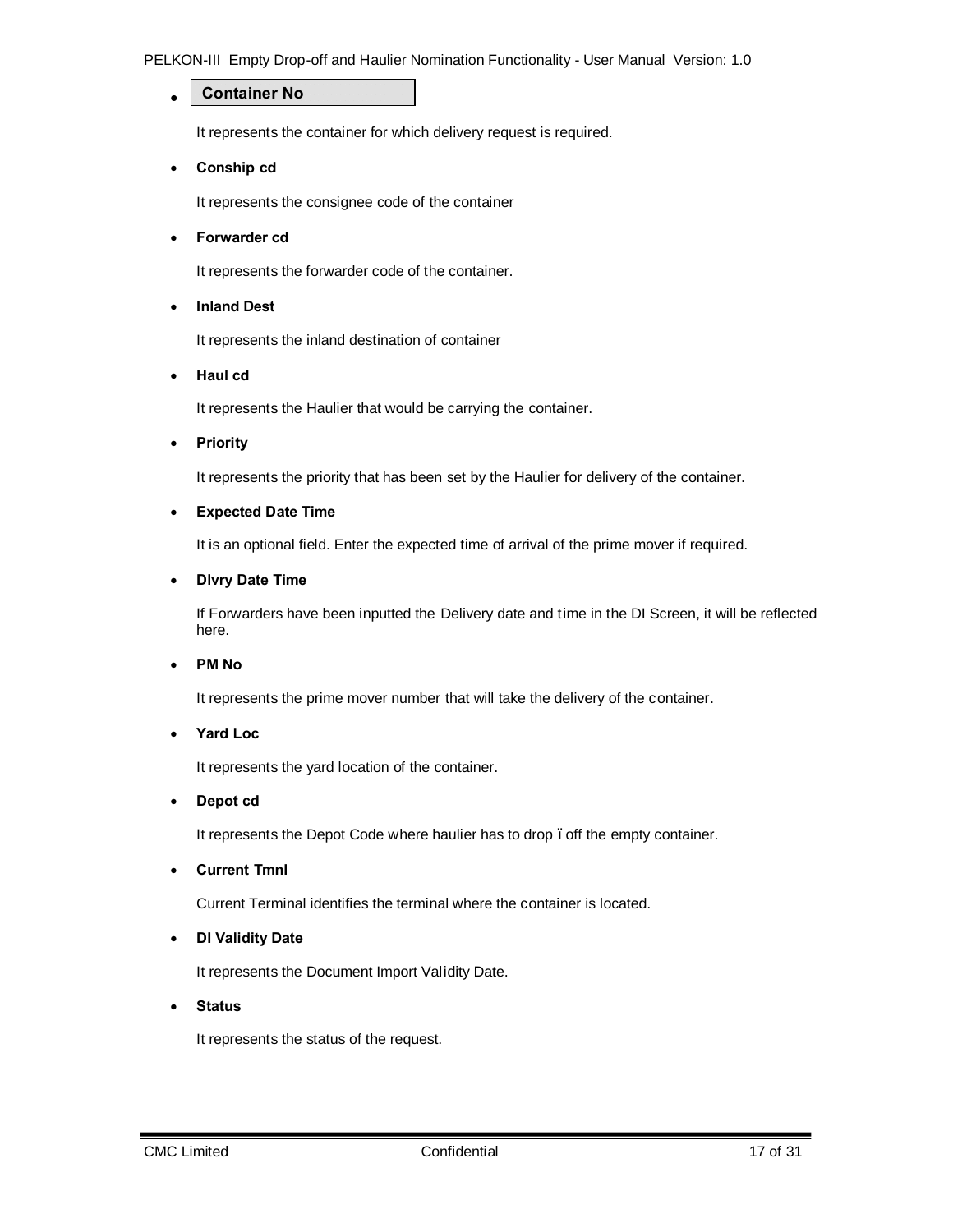- **Container No**

  It represents the container for which delivery request is required.

- **Conship cd**

  It represents the consignee code of the container

- **Forwarder cd**

  It represents the forwarder code of the container.

- **Inland Dest**

  It represents the inland destination of container

- **Haul cd**

  It represents the Haulier that would be carrying the container.

- **Priority**

  It represents the priority that has been set by the Haulier for delivery of the container.

- **Expected Date Time**

  It is an optional field. Enter the expected time of arrival of the prime mover if required.

- **Dlvry Date Time**

  If Forwarders have been inputted the Delivery date and time in the DI Screen, it will be reflected here.

- **PM No**

  It represents the prime mover number that will take the delivery of the container.

- **Yard Loc**

  It represents the yard location of the container.

- **Depot cd**

  It represents the Depot Code where haulier has to drop ïoff the empty container.

- **Current Tmnl**

  Current Terminal identifies the terminal where the container is located.

- **DI Validity Date**

  It represents the Document Import Validity Date.

- **Status**

  It represents the status of the request.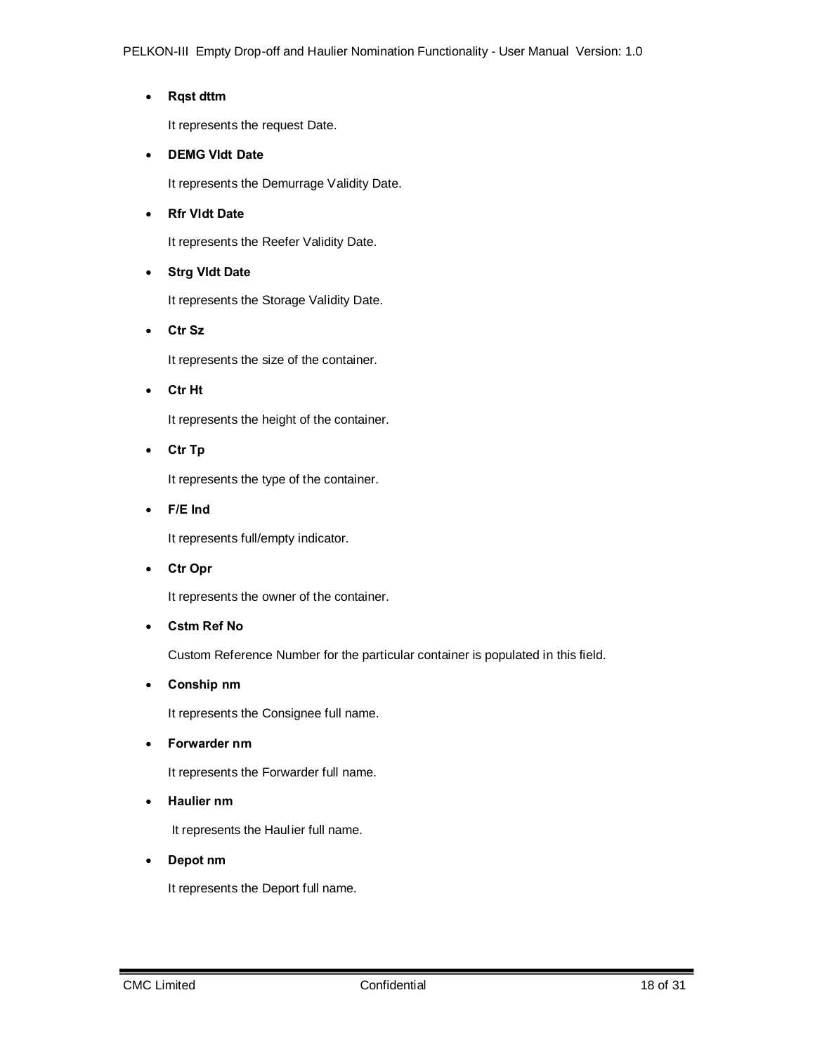- **Rqst dttm**

  It represents the request Date.

- **DEMG Vldt Date**

  It represents the Demurrage Validity Date.

- **Rfr Vldt Date**

  It represents the Reefer Validity Date.

- **Strg Vldt Date**

  It represents the Storage Validity Date.

- **Ctr Sz**

  It represents the size of the container.

- **Ctr Ht**

  It represents the height of the container.

- **Ctr Tp**

  It represents the type of the container.

- **F/E Ind**

  It represents full/empty indicator.

- **Ctr Opr**

  It represents the owner of the container.

- **Cstm Ref No**

  Custom Reference Number for the particular container is populated in this field.

- **Conship nm**

  It represents the Consignee full name.

- **Forwarder nm**

  It represents the Forwarder full name.

- **Haulier nm**

  It represents the Haulier full name.

- **Depot nm**

  It represents the Deport full name.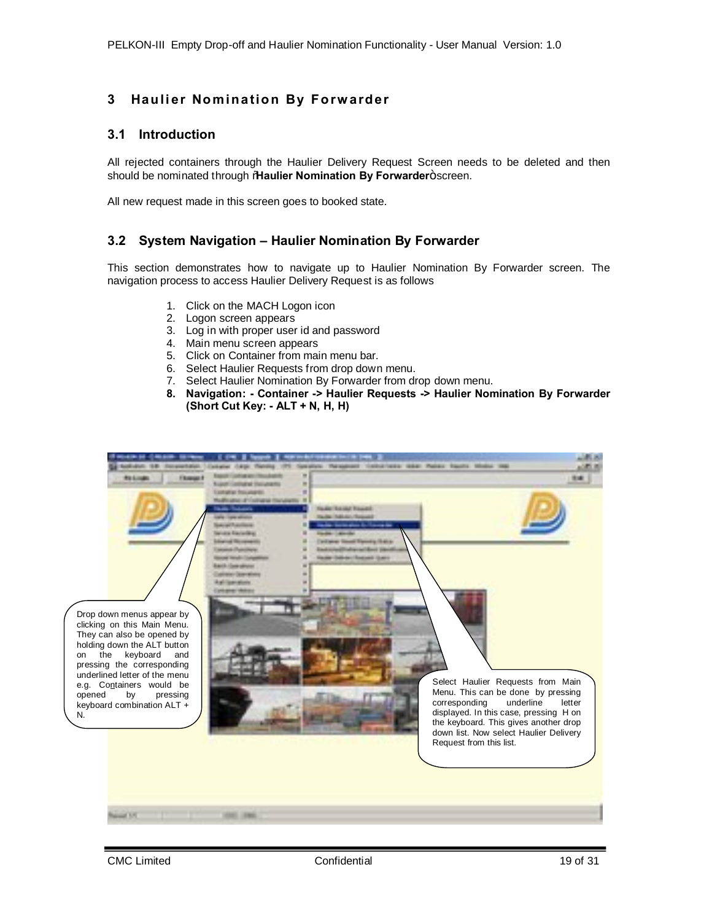# 3 Haulier Nomination By Forwarder

## 3.1 Introduction

All rejected containers through the Haulier Delivery Request Screen needs to be deleted and then should be nominated through "**Haulier Nomination By Forwarder**" screen.

All new request made in this screen goes to booked state.

## 3.2 System Navigation – Haulier Nomination By Forwarder

This section demonstrates how to navigate up to Haulier Nomination By Forwarder screen. The navigation process to access Haulier Delivery Request is as follows

1. Click on the MACH Logon icon
2. Logon screen appears
3. Log in with proper user id and password
4. Main menu screen appears
5. Click on Container from main menu bar.
6. Select Haulier Requests from drop down menu.
7. Select Haulier Nomination By Forwarder from drop down menu.
8. **Navigation: - Container -> Haulier Requests -> Haulier Nomination By Forwarder (Short Cut Key: - ALT + N, H, H)**

Drop down menus appear by clicking on this Main Menu. They can also be opened by holding down the ALT button on the keyboard and pressing the corresponding underlined letter of the menu e.g. Containers would be opened by pressing keyboard combination ALT + N.

Select Haulier Requests from Main Menu. This can be done by pressing corresponding underline letter displayed. In this case, pressing H on the keyboard. This gives another drop down list. Now select Haulier Delivery Request from this list.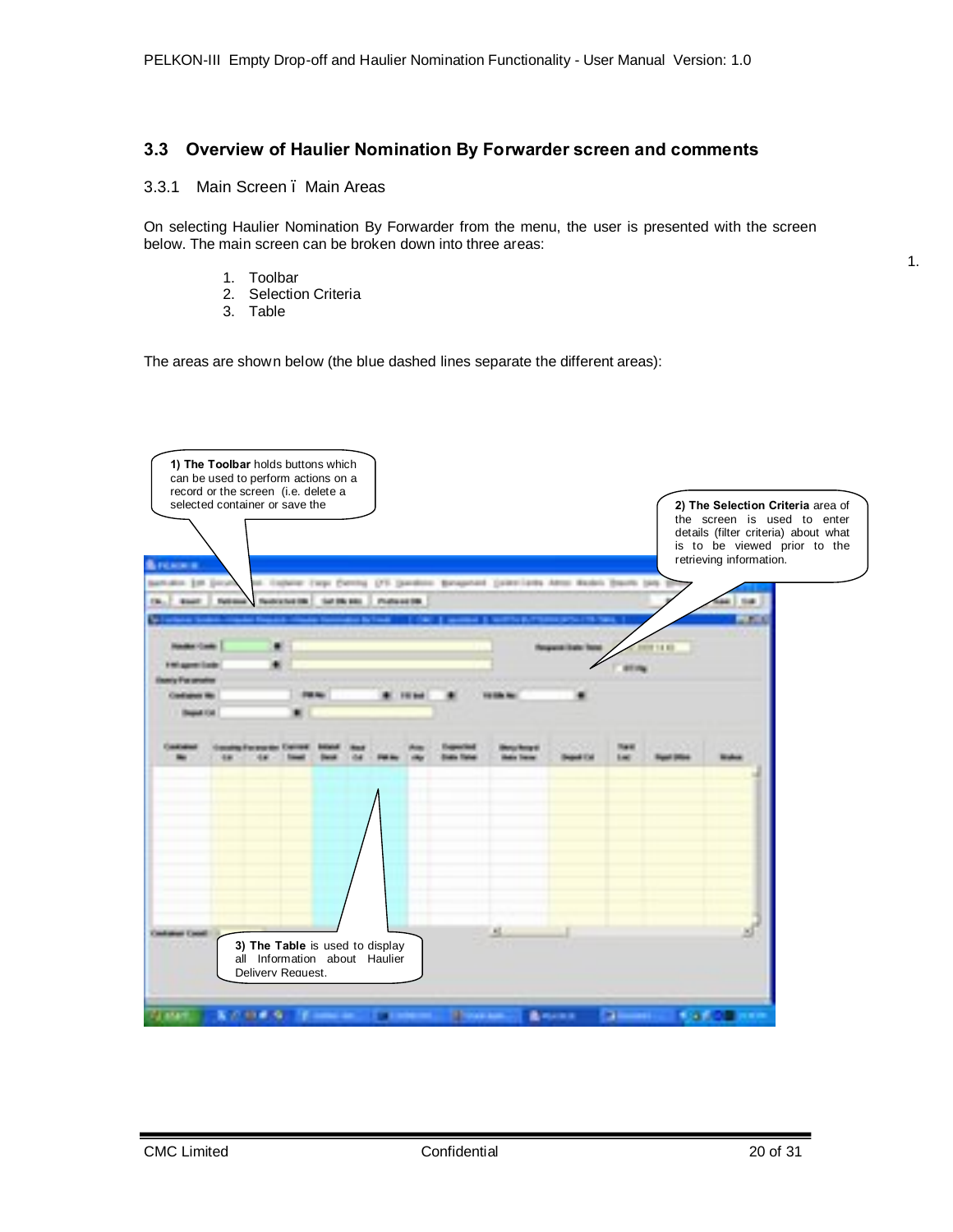## 3.3 Overview of Haulier Nomination By Forwarder screen and comments

### 3.3.1 Main Screen – Main Areas

On selecting Haulier Nomination By Forwarder from the menu, the user is presented with the screen below. The main screen can be broken down into three areas:

1. Toolbar
2. Selection Criteria
3. Table

The areas are shown below (the blue dashed lines separate the different areas):

**1) The Toolbar** holds buttons which can be used to perform actions on a record or the screen (i.e. delete a selected container or save the

**2) The Selection Criteria** area of the screen is used to enter details (filter criteria) about what is to be viewed prior to the retrieving information.

**3) The Table** is used to display all Information about Haulier Delivery Request.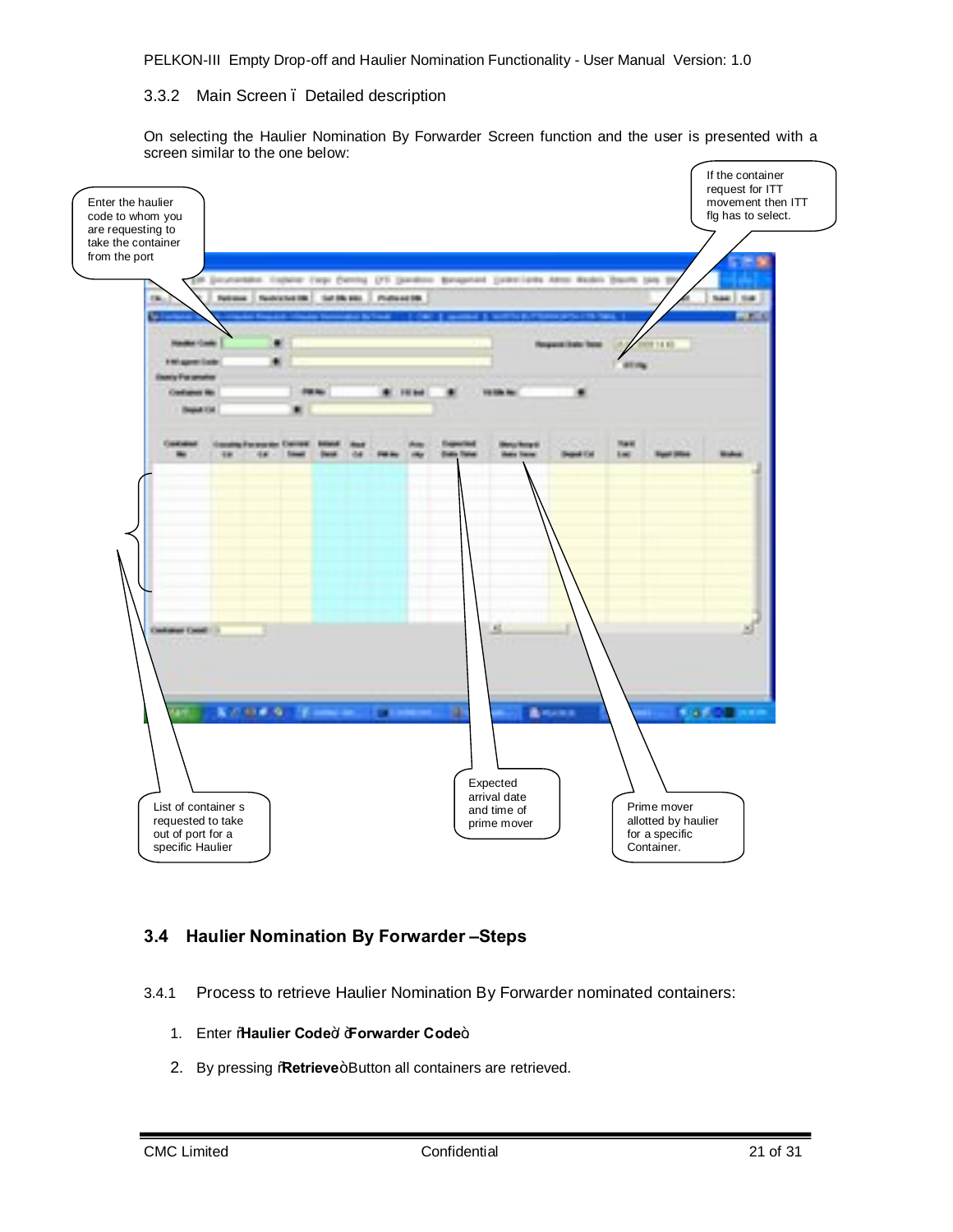### 3.3.2 Main Screen – Detailed description

On selecting the Haulier Nomination By Forwarder Screen function and the user is presented with a screen similar to the one below:

Enter the haulier code to whom you are requesting to take the container from the port

If the container request for ITT movement then ITT flg has to select.

List of container s requested to take out of port for a specific Haulier

Expected arrival date and time of prime mover

Prime mover allotted by haulier for a specific Container.

## 3.4 Haulier Nomination By Forwarder –Steps

3.4.1 Process to retrieve Haulier Nomination By Forwarder nominated containers:

1. Enter "**Haulier Code**", "**Forwarder Code**"
2. By pressing "**Retrieve**" Button all containers are retrieved.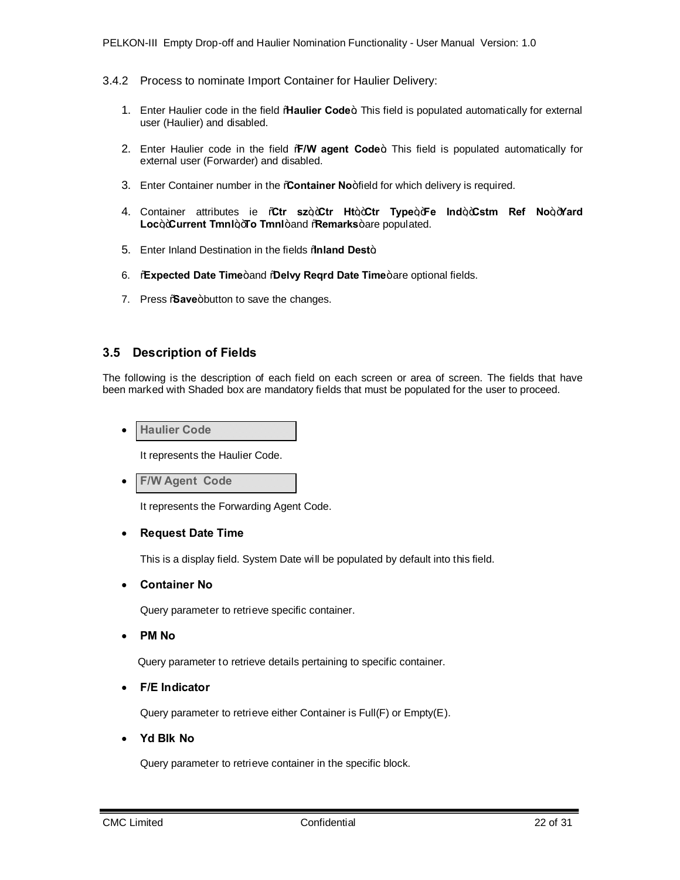### 3.4.2 Process to nominate Import Container for Haulier Delivery:

1. Enter Haulier code in the field "**Haulier Code**". This field is populated automatically for external user (Haulier) and disabled.
2. Enter Haulier code in the field "**F/W agent Code**". This field is populated automatically for external user (Forwarder) and disabled.
3. Enter Container number in the "**Container No**" field for which delivery is required.
4. Container attributes ie "**Ctr sz**", "**Ctr Ht**", "**Ctr Type**", "**Fe Ind**", "**Cstm Ref No**", "**Yard Loc**", "**Current Tmnl**", "**To Tmnl**" and "**Remarks**" are populated.
5. Enter Inland Destination in the fields "**Inland Dest**".
6. "**Expected Date Time**" and "**Delvy Reqrd Date Time**" are optional fields.
7. Press "**Save**" button to save the changes.

## 3.5 Description of Fields

The following is the description of each field on each screen or area of screen. The fields that have been marked with Shaded box are mandatory fields that must be populated for the user to proceed.

- **Haulier Code**

  It represents the Haulier Code.

- **F/W Agent Code**

  It represents the Forwarding Agent Code.

- **Request Date Time**

  This is a display field. System Date will be populated by default into this field.

- **Container No**

  Query parameter to retrieve specific container.

- **PM No**

  Query parameter to retrieve details pertaining to specific container.

- **F/E Indicator**

  Query parameter to retrieve either Container is Full(F) or Empty(E).

- **Yd Blk No**

  Query parameter to retrieve container in the specific block.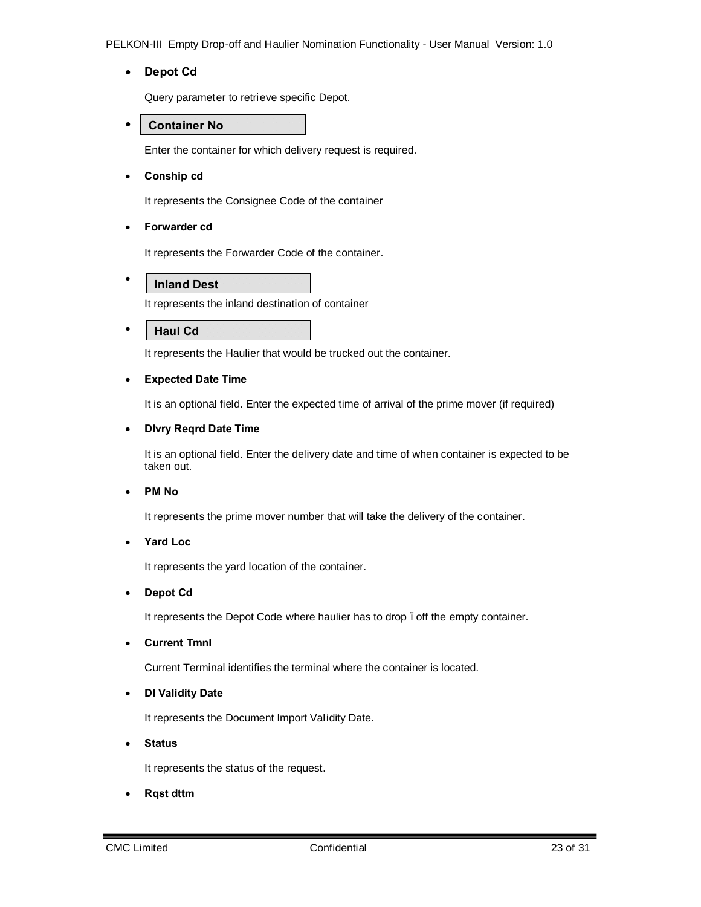- **Depot Cd**

  Query parameter to retrieve specific Depot.

- **Container No**

  Enter the container for which delivery request is required.

- **Conship cd**

  It represents the Consignee Code of the container

- **Forwarder cd**

  It represents the Forwarder Code of the container.

- **Inland Dest**

  It represents the inland destination of container

- **Haul Cd**

  It represents the Haulier that would be trucked out the container.

- **Expected Date Time**

  It is an optional field. Enter the expected time of arrival of the prime mover (if required)

- **Dlvry Reqrd Date Time**

  It is an optional field. Enter the delivery date and time of when container is expected to be taken out.

- **PM No**

  It represents the prime mover number that will take the delivery of the container.

- **Yard Loc**

  It represents the yard location of the container.

- **Depot Cd**

  It represents the Depot Code where haulier has to drop ïoff the empty container.

- **Current Tmnl**

  Current Terminal identifies the terminal where the container is located.

- **DI Validity Date**

  It represents the Document Import Validity Date.

- **Status**

  It represents the status of the request.

- **Rqst dttm**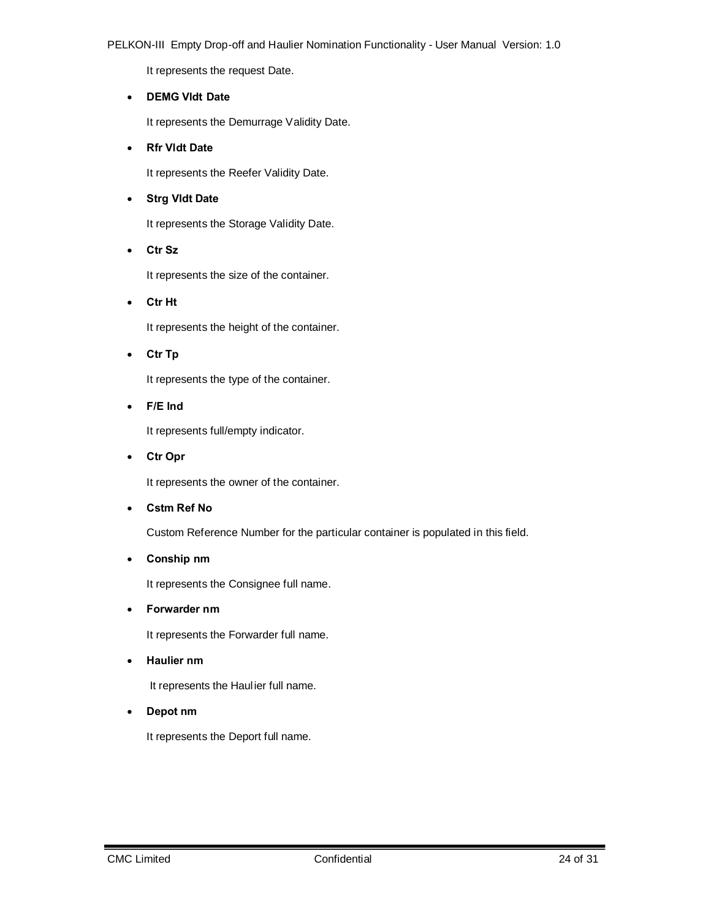It represents the request Date.

- **DEMG Vldt Date**

  It represents the Demurrage Validity Date.

- **Rfr Vldt Date**

  It represents the Reefer Validity Date.

- **Strg Vldt Date**

  It represents the Storage Validity Date.

- **Ctr Sz**

  It represents the size of the container.

- **Ctr Ht**

  It represents the height of the container.

- **Ctr Tp**

  It represents the type of the container.

- **F/E Ind**

  It represents full/empty indicator.

- **Ctr Opr**

  It represents the owner of the container.

- **Cstm Ref No**

  Custom Reference Number for the particular container is populated in this field.

- **Conship nm**

  It represents the Consignee full name.

- **Forwarder nm**

  It represents the Forwarder full name.

- **Haulier nm**

  It represents the Haulier full name.

- **Depot nm**

  It represents the Deport full name.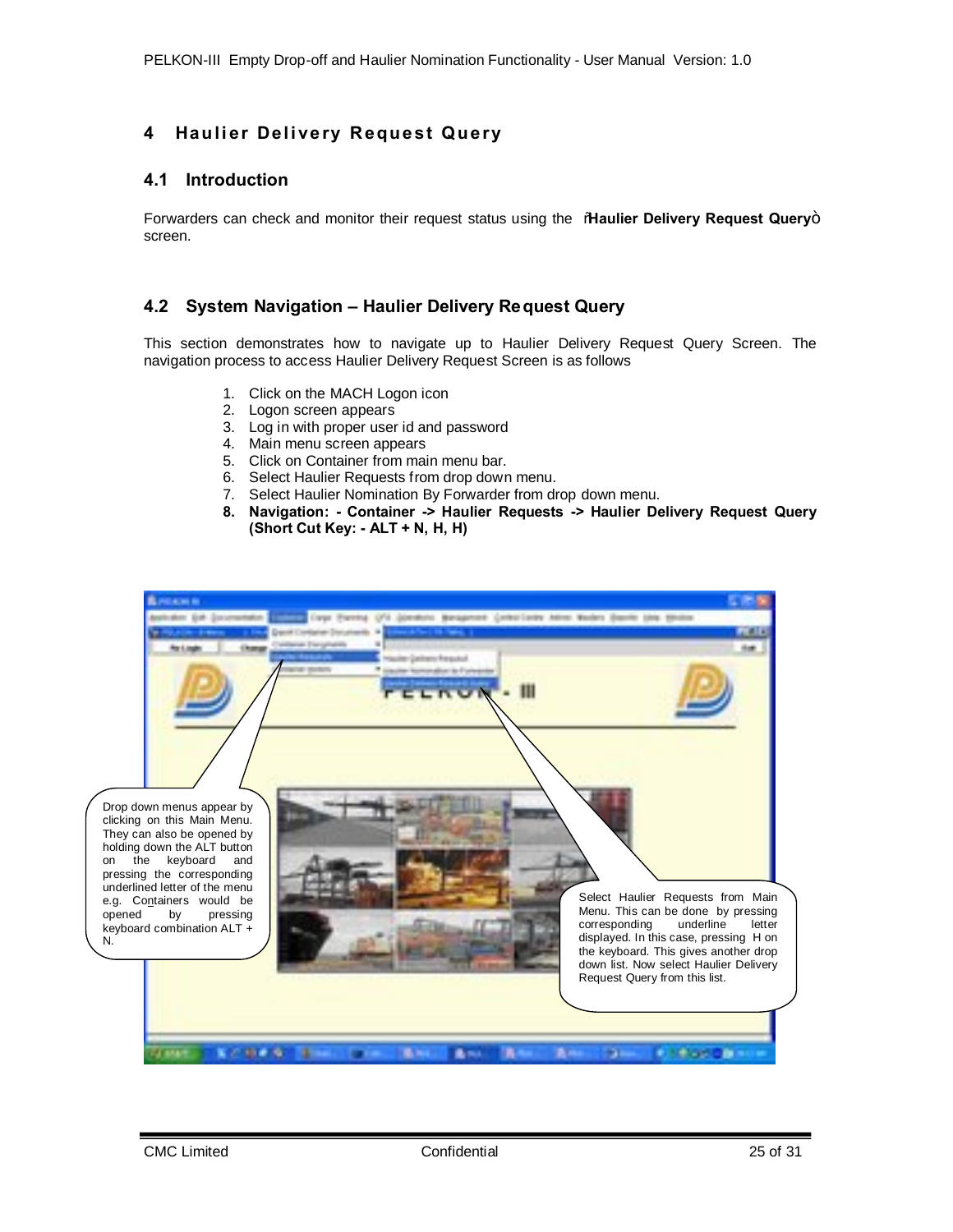# 4 Haulier Delivery Request Query

## 4.1 Introduction

Forwarders can check and monitor their request status using the "**Haulier Delivery Request Query**" screen.

## 4.2 System Navigation – Haulier Delivery Request Query

This section demonstrates how to navigate up to Haulier Delivery Request Query Screen. The navigation process to access Haulier Delivery Request Screen is as follows

1. Click on the MACH Logon icon
2. Logon screen appears
3. Log in with proper user id and password
4. Main menu screen appears
5. Click on Container from main menu bar.
6. Select Haulier Requests from drop down menu.
7. Select Haulier Nomination By Forwarder from drop down menu.
8. **Navigation: - Container -> Haulier Requests -> Haulier Delivery Request Query (Short Cut Key: - ALT + N, H, H)**

Drop down menus appear by clicking on this Main Menu. They can also be opened by holding down the ALT button on the keyboard and pressing the corresponding underlined letter of the menu e.g. Containers would be opened by pressing keyboard combination ALT + N.

Select Haulier Requests from Main Menu. This can be done by pressing corresponding underline letter displayed. In this case, pressing H on the keyboard. This gives another drop down list. Now select Haulier Delivery Request Query from this list.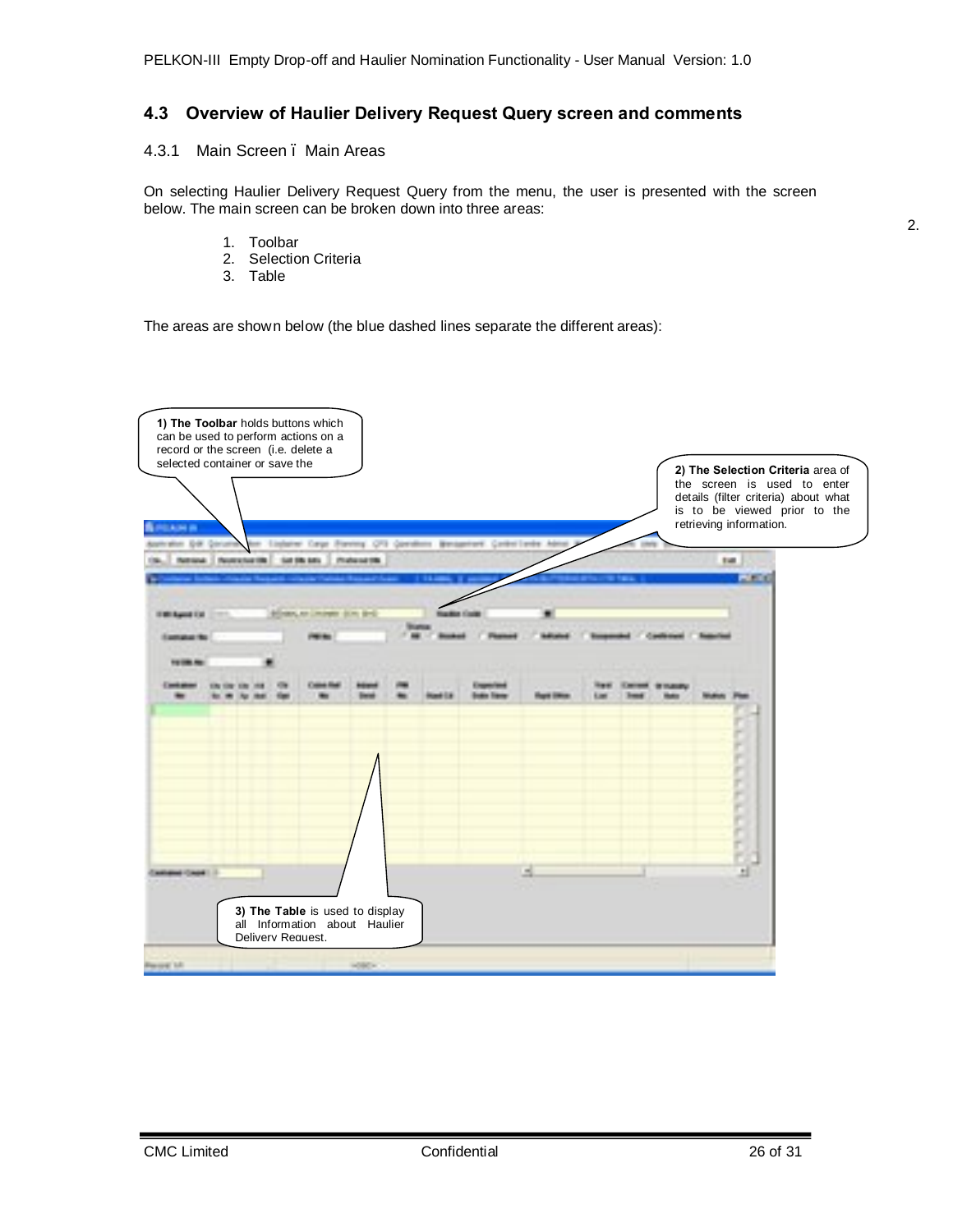## 4.3 Overview of Haulier Delivery Request Query screen and comments

### 4.3.1 Main Screen – Main Areas

On selecting Haulier Delivery Request Query from the menu, the user is presented with the screen below. The main screen can be broken down into three areas:

1. Toolbar
2. Selection Criteria
3. Table

The areas are shown below (the blue dashed lines separate the different areas):

**1) The Toolbar** holds buttons which can be used to perform actions on a record or the screen (i.e. delete a selected container or save the

**2) The Selection Criteria** area of the screen is used to enter details (filter criteria) about what is to be viewed prior to the retrieving information.

**3) The Table** is used to display all Information about Haulier Delivery Request.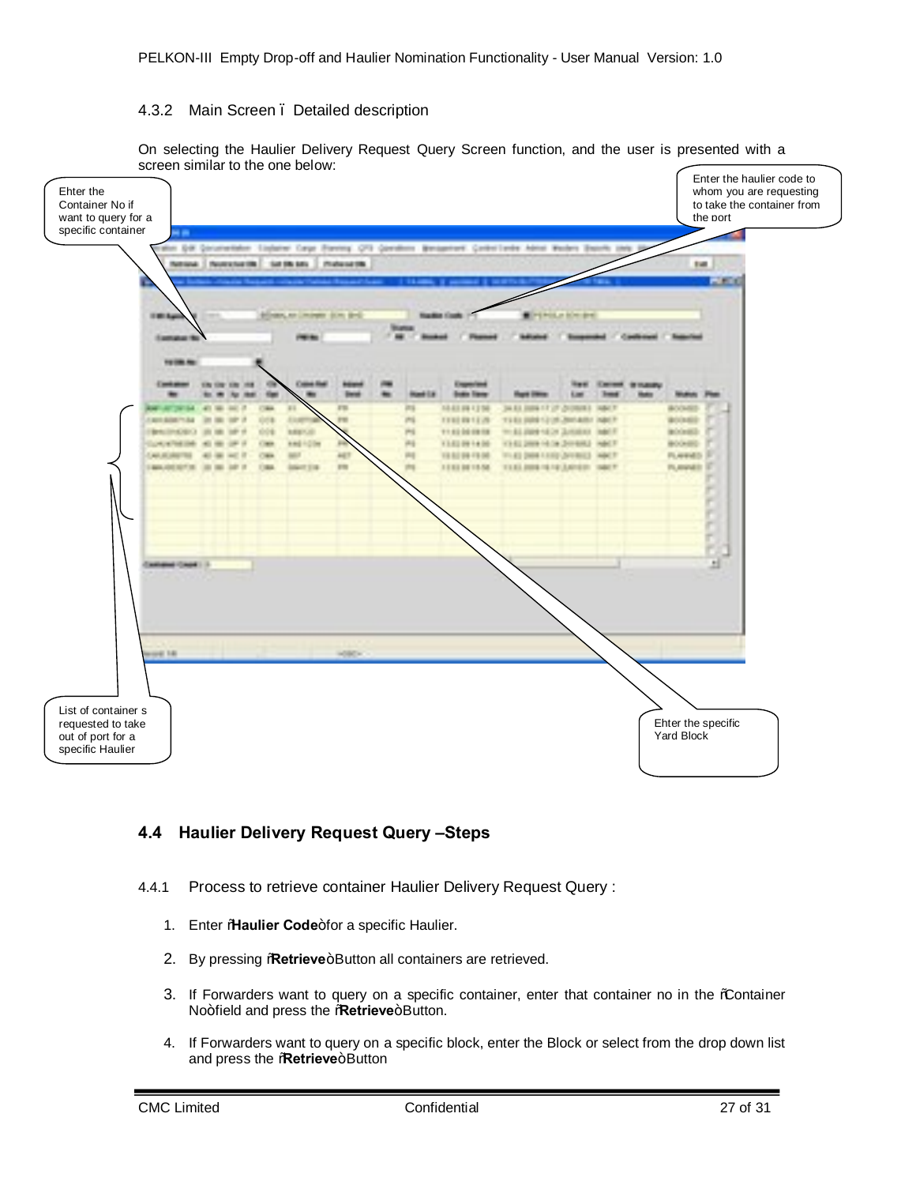### 4.3.2 Main Screen – Detailed description

On selecting the Haulier Delivery Request Query Screen function, and the user is presented with a screen similar to the one below:

Ehter the Container No if want to query for a specific container

Enter the haulier code to whom you are requesting to take the container from the port

List of container s requested to take out of port for a specific Haulier

Ehter the specific Yard Block

## 4.4 Haulier Delivery Request Query –Steps

### 4.4.1 Process to retrieve container Haulier Delivery Request Query :

1. Enter "**Haulier Code**" for a specific Haulier.
2. By pressing "**Retrieve**" Button all containers are retrieved.
3. If Forwarders want to query on a specific container, enter that container no in the "Container No" field and press the "**Retrieve**" Button.
4. If Forwarders want to query on a specific block, enter the Block or select from the drop down list and press the "**Retrieve**" Button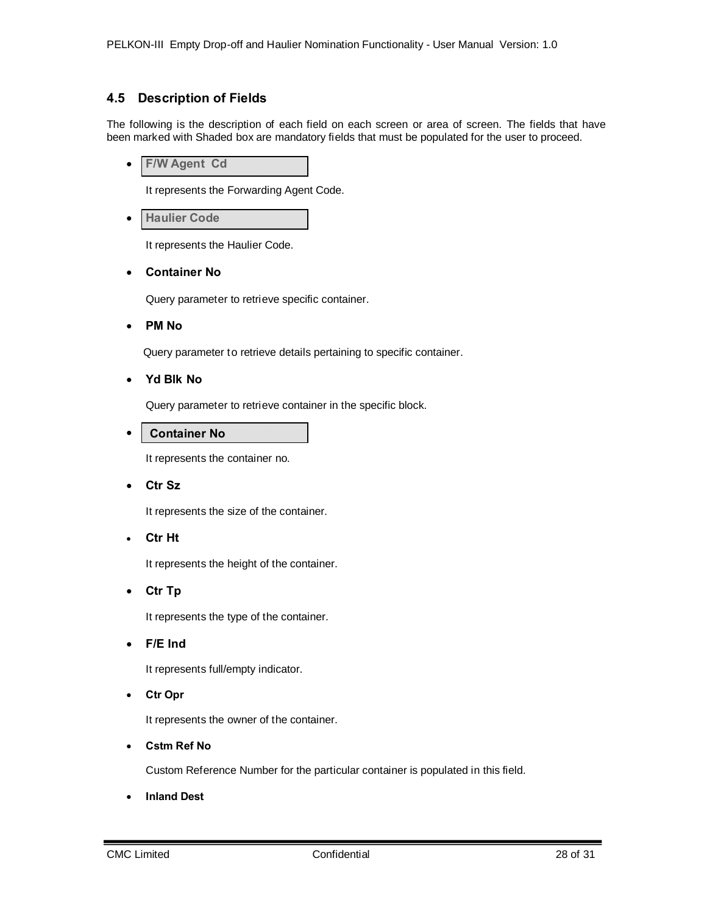### 4.5 Description of Fields

The following is the description of each field on each screen or area of screen. The fields that have been marked with Shaded box are mandatory fields that must be populated for the user to proceed.

- **F/W Agent Cd**

  It represents the Forwarding Agent Code.

- **Haulier Code**

  It represents the Haulier Code.

- **Container No**

  Query parameter to retrieve specific container.

- **PM No**

  Query parameter to retrieve details pertaining to specific container.

- **Yd Blk No**

  Query parameter to retrieve container in the specific block.

- **Container No**

  It represents the container no.

- **Ctr Sz**

  It represents the size of the container.

- **Ctr Ht**

  It represents the height of the container.

- **Ctr Tp**

  It represents the type of the container.

- **F/E Ind**

  It represents full/empty indicator.

- **Ctr Opr**

  It represents the owner of the container.

- **Cstm Ref No**

  Custom Reference Number for the particular container is populated in this field.

- **Inland Dest**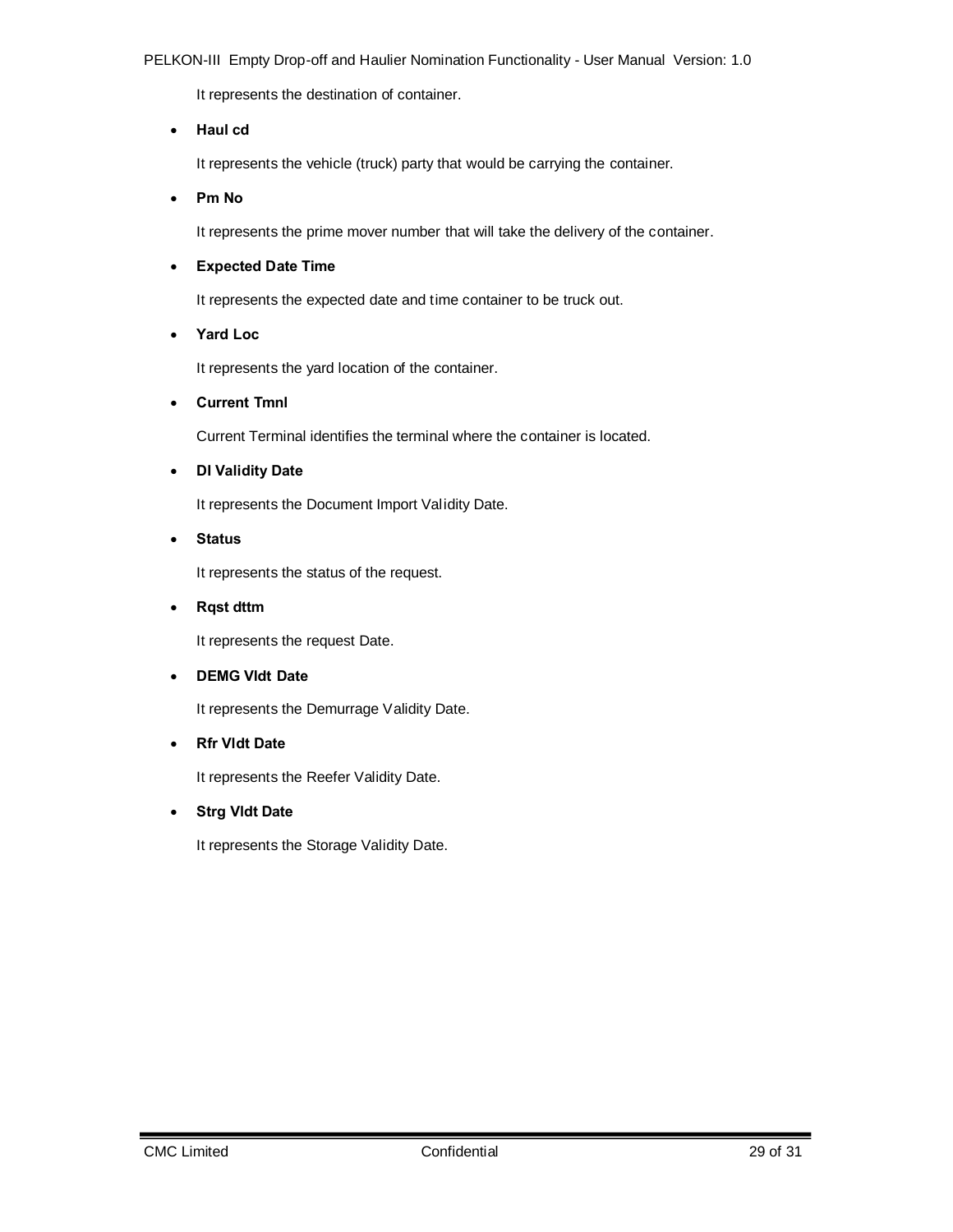It represents the destination of container.

- **Haul cd**

  It represents the vehicle (truck) party that would be carrying the container.

- **Pm No**

  It represents the prime mover number that will take the delivery of the container.

- **Expected Date Time**

  It represents the expected date and time container to be truck out.

- **Yard Loc**

  It represents the yard location of the container.

- **Current Tmnl**

  Current Terminal identifies the terminal where the container is located.

- **DI Validity Date**

  It represents the Document Import Validity Date.

- **Status**

  It represents the status of the request.

- **Rqst dttm**

  It represents the request Date.

- **DEMG Vldt Date**

  It represents the Demurrage Validity Date.

- **Rfr Vldt Date**

  It represents the Reefer Validity Date.

- **Strg Vldt Date**

  It represents the Storage Validity Date.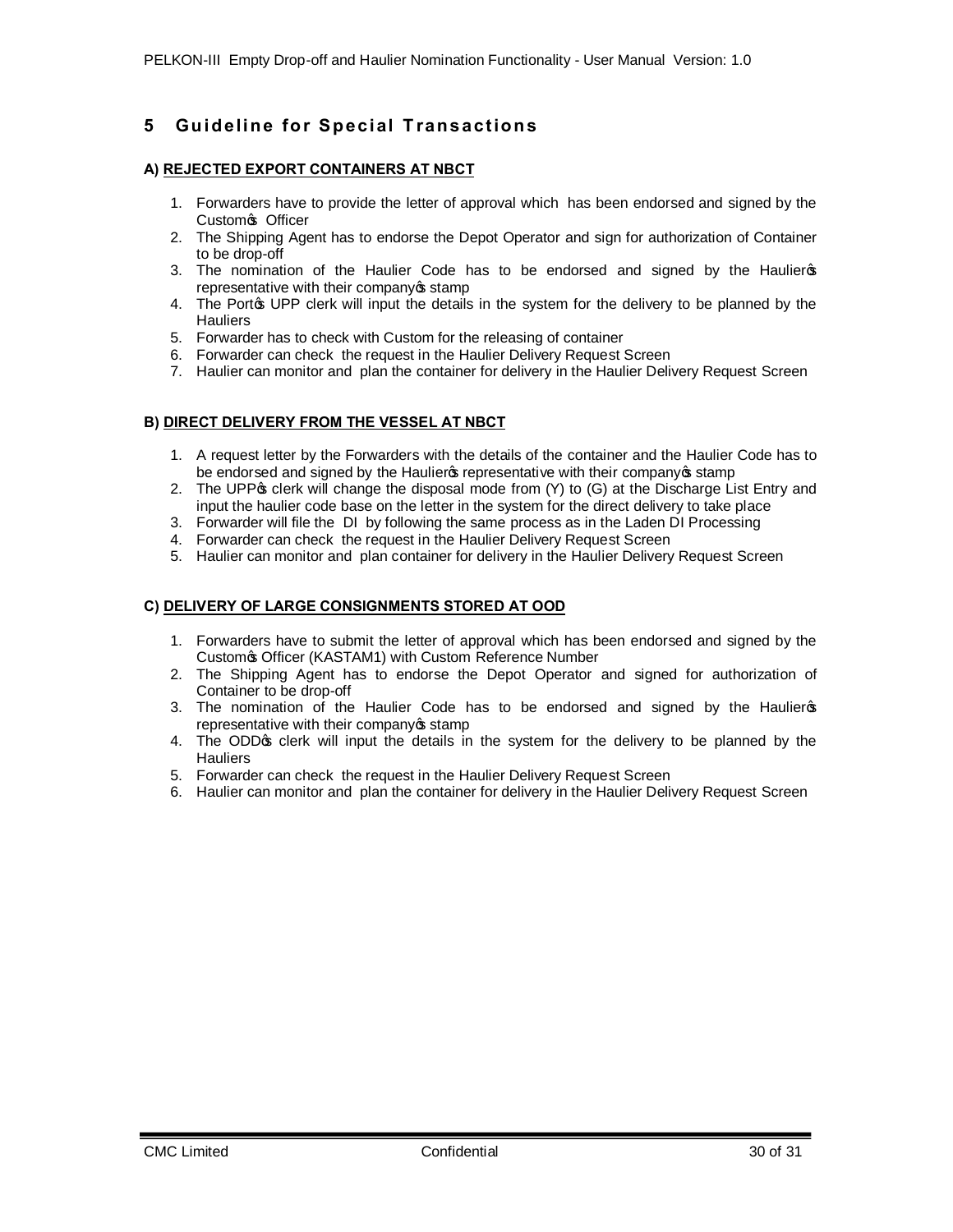# 5 Guideline for Special Transactions

**A) REJECTED EXPORT CONTAINERS AT NBCT**

1. Forwarders have to provide the letter of approval which has been endorsed and signed by the Custom's Officer
2. The Shipping Agent has to endorse the Depot Operator and sign for authorization of Container to be drop-off
3. The nomination of the Haulier Code has to be endorsed and signed by the Haulier's representative with their company's stamp
4. The Port's UPP clerk will input the details in the system for the delivery to be planned by the Hauliers
5. Forwarder has to check with Custom for the releasing of container
6. Forwarder can check the request in the Haulier Delivery Request Screen
7. Haulier can monitor and plan the container for delivery in the Haulier Delivery Request Screen

**B) DIRECT DELIVERY FROM THE VESSEL AT NBCT**

1. A request letter by the Forwarders with the details of the container and the Haulier Code has to be endorsed and signed by the Haulier's representative with their company's stamp
2. The UPP's clerk will change the disposal mode from (Y) to (G) at the Discharge List Entry and input the haulier code base on the letter in the system for the direct delivery to take place
3. Forwarder will file the DI by following the same process as in the Laden DI Processing
4. Forwarder can check the request in the Haulier Delivery Request Screen
5. Haulier can monitor and plan container for delivery in the Haulier Delivery Request Screen

**C) DELIVERY OF LARGE CONSIGNMENTS STORED AT OOD**

1. Forwarders have to submit the letter of approval which has been endorsed and signed by the Custom's Officer (KASTAM1) with Custom Reference Number
2. The Shipping Agent has to endorse the Depot Operator and signed for authorization of Container to be drop-off
3. The nomination of the Haulier Code has to be endorsed and signed by the Haulier's representative with their company's stamp
4. The ODD's clerk will input the details in the system for the delivery to be planned by the Hauliers
5. Forwarder can check the request in the Haulier Delivery Request Screen
6. Haulier can monitor and plan the container for delivery in the Haulier Delivery Request Screen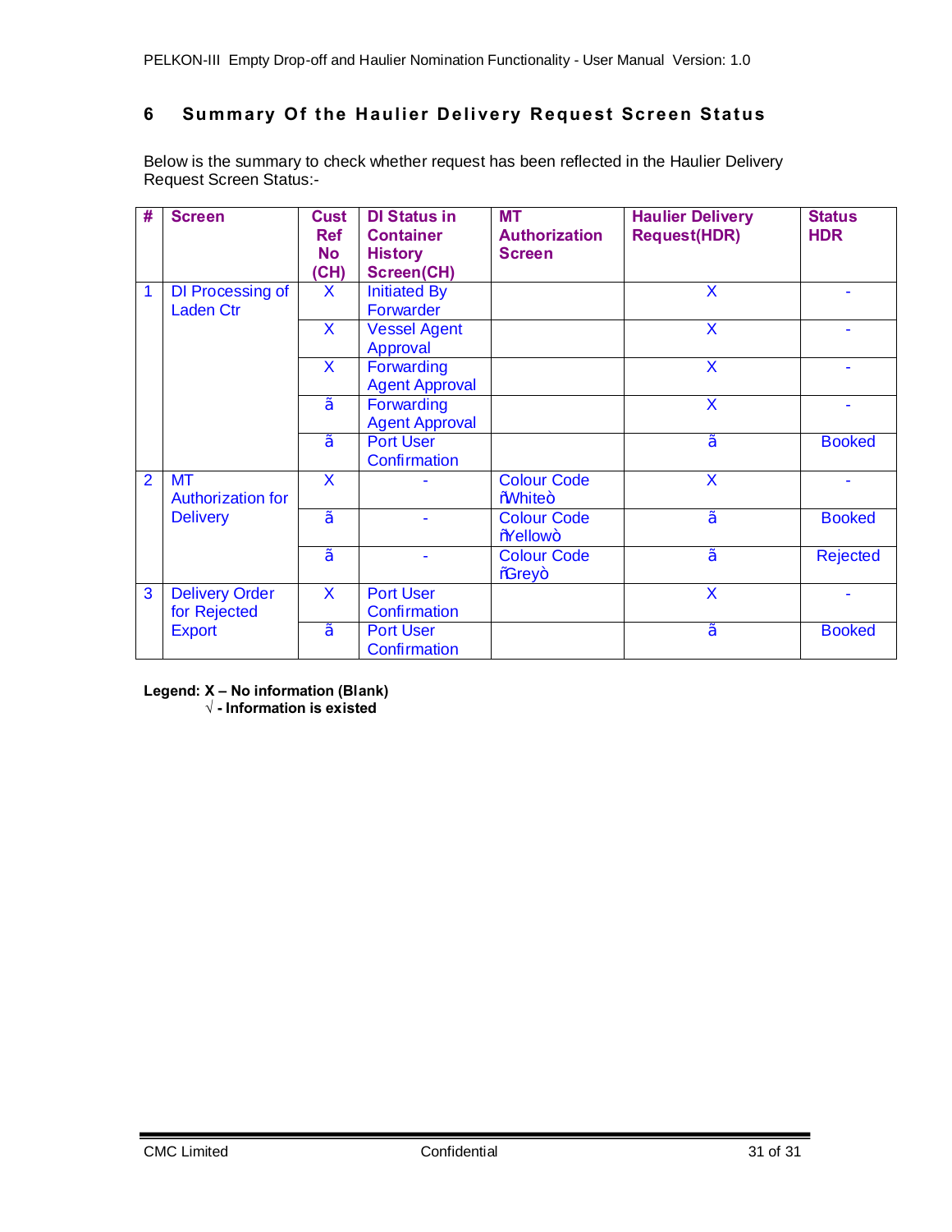## 6 Summary Of the Haulier Delivery Request Screen Status

Below is the summary to check whether request has been reflected in the Haulier Delivery Request Screen Status:-

| # | Screen | Cust Ref No (CH) | DI Status in Container History Screen(CH) | MT Authorization Screen | Haulier Delivery Request(HDR) | Status HDR |
|---|---|---|---|---|---|---|
| 1 | DI Processing of Laden Ctr | X | Initiated By Forwarder | | X | - |
| | | X | Vessel Agent Approval | | X | - |
| | | X | Forwarding Agent Approval | | X | - |
| | | ã | Forwarding Agent Approval | | X | - |
| | | ã | Port User Confirmation | | ã | Booked |
| 2 | MT Authorization for Delivery | X | - | Colour Code ñWhiteò | X | - |
| | | ã | - | Colour Code ñYellowò | ã | Booked |
| | | ã | - | Colour Code ñGreyò | ã | Rejected |
| 3 | Delivery Order for Rejected Export | X | Port User Confirmation | | X | - |
| | | ã | Port User Confirmation | | ã | Booked |

**Legend: X – No information (Blank)**
**√ - Information is existed**